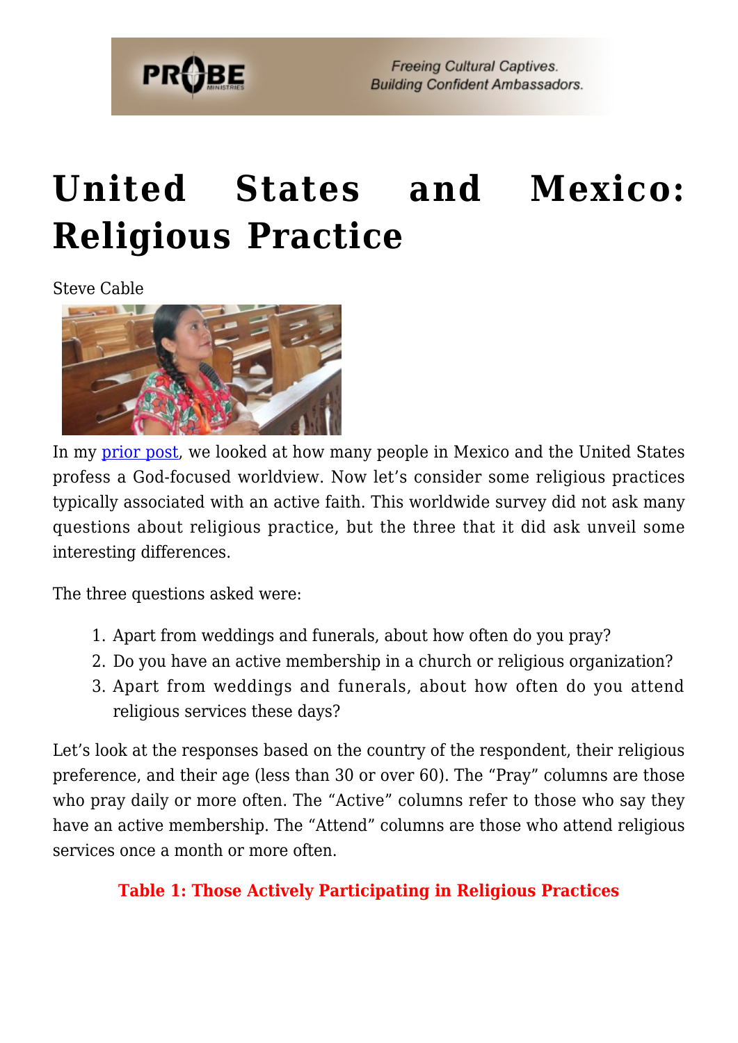# United States and Mexico: Religious Practice

Steve Cable

In my prior post, we looked at how many people in Mexico and the United States profess a God-focused worldview. Now let's consider some religious practices typically associated with an active faith. This worldwide survey did not ask many questions about religious practice, but the three that it did ask unveil some interesting differences.

The three questions asked were:

1. Apart from weddings and funerals, about how often do you pray?
2. Do you have an active membership in a church or religious organization?
3. Apart from weddings and funerals, about how often do you attend religious services these days?

Let's look at the responses based on the country of the respondent, their religious preference, and their age (less than 30 or over 60). The "Pray" columns are those who pray daily or more often. The "Active" columns refer to those who say they have an active membership. The "Attend" columns are those who attend religious services once a month or more often.

**Table 1: Those Actively Participating in Religious Practices**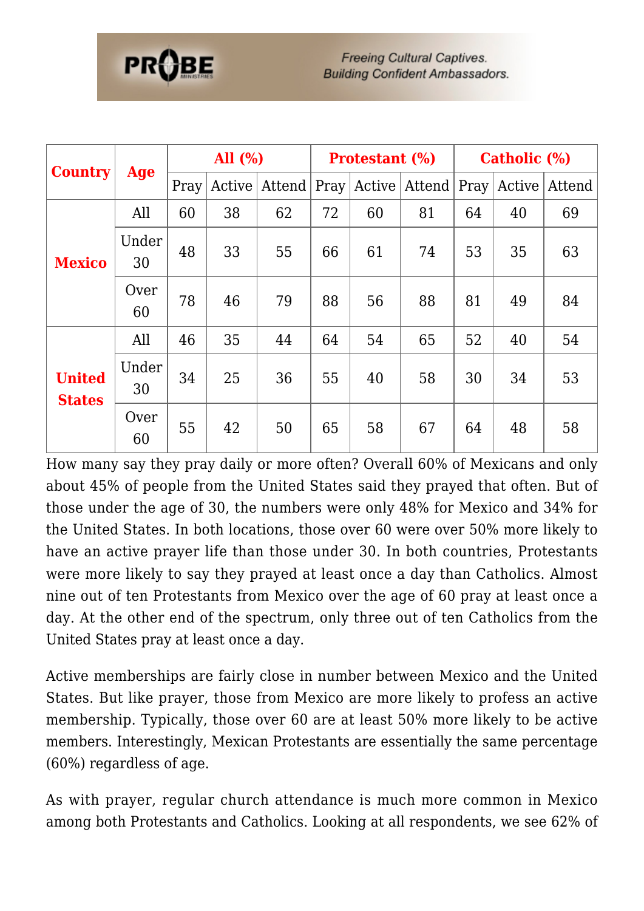| Country | Age | All (%) | | | Protestant (%) | | | Catholic (%) | | |
|---|---|---|---|---|---|---|---|---|---|---|
| | | Pray | Active | Attend | Pray | Active | Attend | Pray | Active | Attend |
| Mexico | All | 60 | 38 | 62 | 72 | 60 | 81 | 64 | 40 | 69 |
| | Under 30 | 48 | 33 | 55 | 66 | 61 | 74 | 53 | 35 | 63 |
| | Over 60 | 78 | 46 | 79 | 88 | 56 | 88 | 81 | 49 | 84 |
| United States | All | 46 | 35 | 44 | 64 | 54 | 65 | 52 | 40 | 54 |
| | Under 30 | 34 | 25 | 36 | 55 | 40 | 58 | 30 | 34 | 53 |
| | Over 60 | 55 | 42 | 50 | 65 | 58 | 67 | 64 | 48 | 58 |

How many say they pray daily or more often? Overall 60% of Mexicans and only about 45% of people from the United States said they prayed that often. But of those under the age of 30, the numbers were only 48% for Mexico and 34% for the United States. In both locations, those over 60 were over 50% more likely to have an active prayer life than those under 30. In both countries, Protestants were more likely to say they prayed at least once a day than Catholics. Almost nine out of ten Protestants from Mexico over the age of 60 pray at least once a day. At the other end of the spectrum, only three out of ten Catholics from the United States pray at least once a day.

Active memberships are fairly close in number between Mexico and the United States. But like prayer, those from Mexico are more likely to profess an active membership. Typically, those over 60 are at least 50% more likely to be active members. Interestingly, Mexican Protestants are essentially the same percentage (60%) regardless of age.

As with prayer, regular church attendance is much more common in Mexico among both Protestants and Catholics. Looking at all respondents, we see 62% of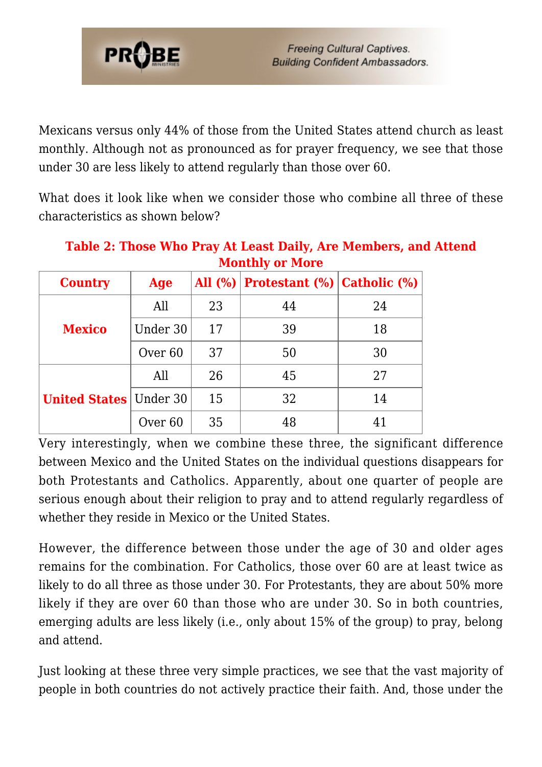Mexicans versus only 44% of those from the United States attend church as least monthly. Although not as pronounced as for prayer frequency, we see that those under 30 are less likely to attend regularly than those over 60.

What does it look like when we consider those who combine all three of these characteristics as shown below?

**Table 2: Those Who Pray At Least Daily, Are Members, and Attend Monthly or More**

| Country | Age | All (%) | Protestant (%) | Catholic (%) |
|---|---|---|---|---|
| **Mexico** | All | 23 | 44 | 24 |
| | Under 30 | 17 | 39 | 18 |
| | Over 60 | 37 | 50 | 30 |
| **United States** | All | 26 | 45 | 27 |
| | Under 30 | 15 | 32 | 14 |
| | Over 60 | 35 | 48 | 41 |

Very interestingly, when we combine these three, the significant difference between Mexico and the United States on the individual questions disappears for both Protestants and Catholics. Apparently, about one quarter of people are serious enough about their religion to pray and to attend regularly regardless of whether they reside in Mexico or the United States.

However, the difference between those under the age of 30 and older ages remains for the combination. For Catholics, those over 60 are at least twice as likely to do all three as those under 30. For Protestants, they are about 50% more likely if they are over 60 than those who are under 30. So in both countries, emerging adults are less likely (i.e., only about 15% of the group) to pray, belong and attend.

Just looking at these three very simple practices, we see that the vast majority of people in both countries do not actively practice their faith. And, those under the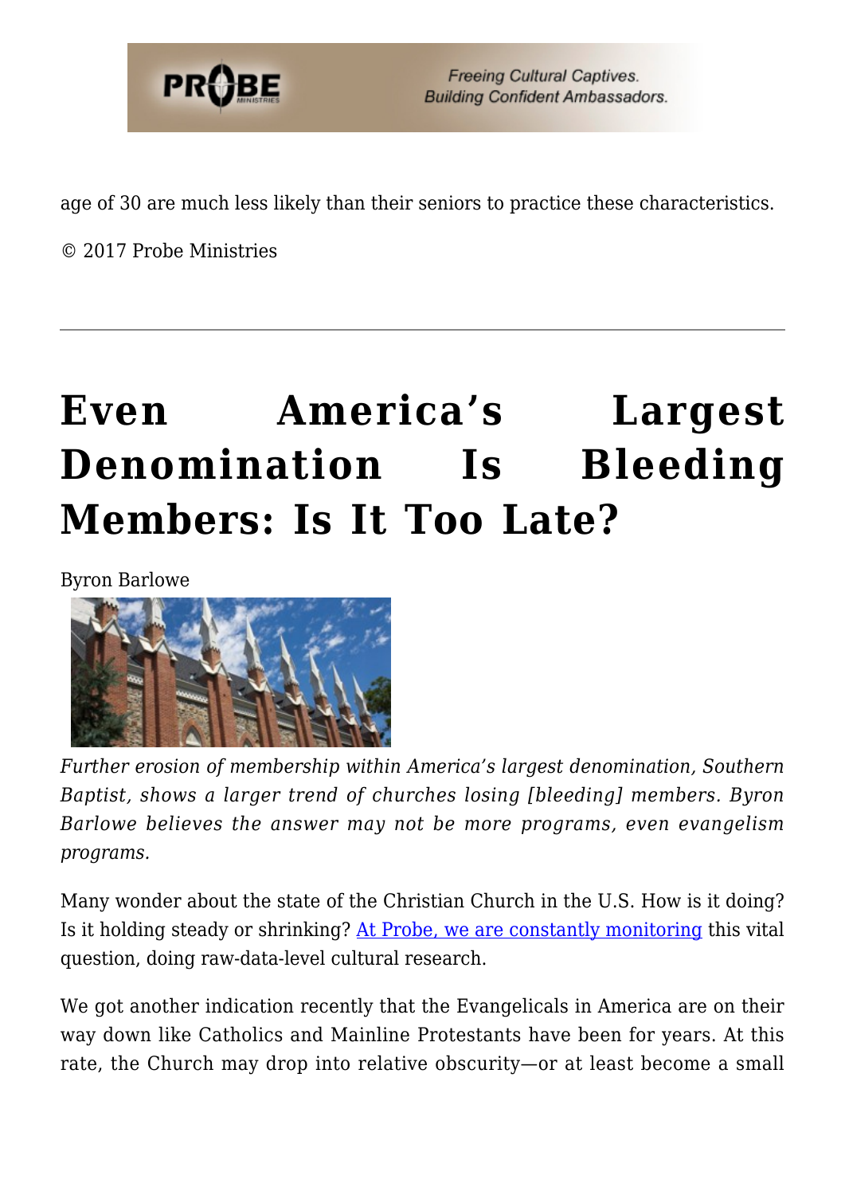age of 30 are much less likely than their seniors to practice these characteristics.

© 2017 Probe Ministries

---

# Even America's Largest Denomination Is Bleeding Members: Is It Too Late?

Byron Barlowe

*Further erosion of membership within America's largest denomination, Southern Baptist, shows a larger trend of churches losing [bleeding] members. Byron Barlowe believes the answer may not be more programs, even evangelism programs.*

Many wonder about the state of the Christian Church in the U.S. How is it doing? Is it holding steady or shrinking? [At Probe, we are constantly monitoring](https://www.probe.org/category/ministry-articles/) this vital question, doing raw-data-level cultural research.

We got another indication recently that the Evangelicals in America are on their way down like Catholics and Mainline Protestants have been for years. At this rate, the Church may drop into relative obscurity—or at least become a small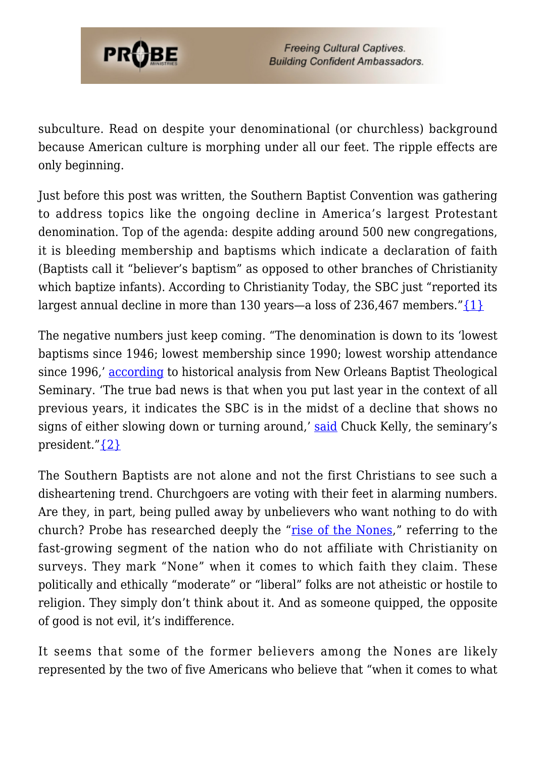subculture. Read on despite your denominational (or churchless) background because American culture is morphing under all our feet. The ripple effects are only beginning.

Just before this post was written, the Southern Baptist Convention was gathering to address topics like the ongoing decline in America's largest Protestant denomination. Top of the agenda: despite adding around 500 new congregations, it is bleeding membership and baptisms which indicate a declaration of faith (Baptists call it "believer's baptism" as opposed to other branches of Christianity which baptize infants). According to Christianity Today, the SBC just "reported its largest annual decline in more than 130 years—a loss of 236,467 members."{1}

The negative numbers just keep coming. "The denomination is down to its 'lowest baptisms since 1946; lowest membership since 1990; lowest worship attendance since 1996,' according to historical analysis from New Orleans Baptist Theological Seminary. 'The true bad news is that when you put last year in the context of all previous years, it indicates the SBC is in the midst of a decline that shows no signs of either slowing down or turning around,' said Chuck Kelly, the seminary's president."{2}

The Southern Baptists are not alone and not the first Christians to see such a disheartening trend. Churchgoers are voting with their feet in alarming numbers. Are they, in part, being pulled away by unbelievers who want nothing to do with church? Probe has researched deeply the "rise of the Nones," referring to the fast-growing segment of the nation who do not affiliate with Christianity on surveys. They mark "None" when it comes to which faith they claim. These politically and ethically "moderate" or "liberal" folks are not atheistic or hostile to religion. They simply don't think about it. And as someone quipped, the opposite of good is not evil, it's indifference.

It seems that some of the former believers among the Nones are likely represented by the two of five Americans who believe that "when it comes to what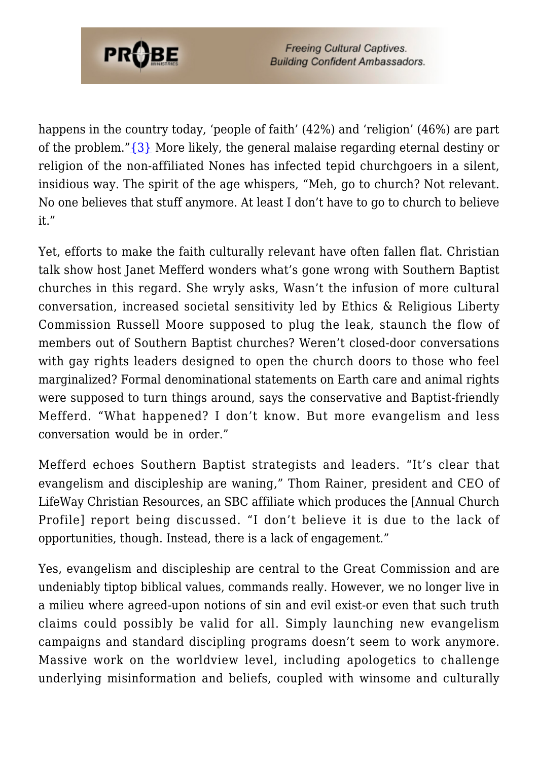happens in the country today, 'people of faith' (42%) and 'religion' (46%) are part of the problem."{3} More likely, the general malaise regarding eternal destiny or religion of the non-affiliated Nones has infected tepid churchgoers in a silent, insidious way. The spirit of the age whispers, "Meh, go to church? Not relevant. No one believes that stuff anymore. At least I don't have to go to church to believe it."

Yet, efforts to make the faith culturally relevant have often fallen flat. Christian talk show host Janet Mefferd wonders what's gone wrong with Southern Baptist churches in this regard. She wryly asks, Wasn't the infusion of more cultural conversation, increased societal sensitivity led by Ethics & Religious Liberty Commission Russell Moore supposed to plug the leak, staunch the flow of members out of Southern Baptist churches? Weren't closed-door conversations with gay rights leaders designed to open the church doors to those who feel marginalized? Formal denominational statements on Earth care and animal rights were supposed to turn things around, says the conservative and Baptist-friendly Mefferd. "What happened? I don't know. But more evangelism and less conversation would be in order."

Mefferd echoes Southern Baptist strategists and leaders. "It's clear that evangelism and discipleship are waning," Thom Rainer, president and CEO of LifeWay Christian Resources, an SBC affiliate which produces the [Annual Church Profile] report being discussed. "I don't believe it is due to the lack of opportunities, though. Instead, there is a lack of engagement."

Yes, evangelism and discipleship are central to the Great Commission and are undeniably tiptop biblical values, commands really. However, we no longer live in a milieu where agreed-upon notions of sin and evil exist-or even that such truth claims could possibly be valid for all. Simply launching new evangelism campaigns and standard discipling programs doesn't seem to work anymore. Massive work on the worldview level, including apologetics to challenge underlying misinformation and beliefs, coupled with winsome and culturally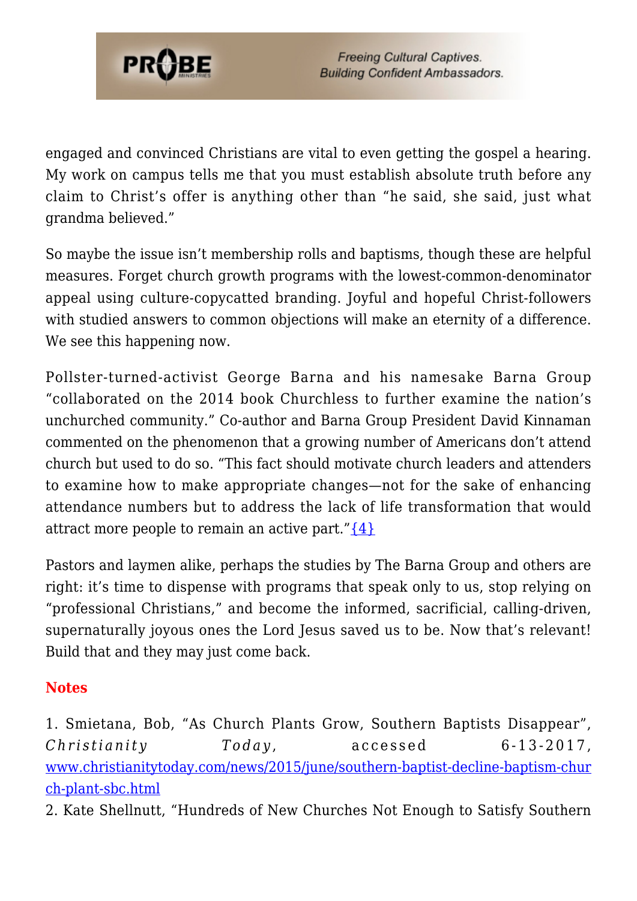engaged and convinced Christians are vital to even getting the gospel a hearing. My work on campus tells me that you must establish absolute truth before any claim to Christ's offer is anything other than "he said, she said, just what grandma believed."

So maybe the issue isn't membership rolls and baptisms, though these are helpful measures. Forget church growth programs with the lowest-common-denominator appeal using culture-copycatted branding. Joyful and hopeful Christ-followers with studied answers to common objections will make an eternity of a difference. We see this happening now.

Pollster-turned-activist George Barna and his namesake Barna Group "collaborated on the 2014 book Churchless to further examine the nation's unchurched community." Co-author and Barna Group President David Kinnaman commented on the phenomenon that a growing number of Americans don't attend church but used to do so. "This fact should motivate church leaders and attenders to examine how to make appropriate changes—not for the sake of enhancing attendance numbers but to address the lack of life transformation that would attract more people to remain an active part."{4}

Pastors and laymen alike, perhaps the studies by The Barna Group and others are right: it's time to dispense with programs that speak only to us, stop relying on "professional Christians," and become the informed, sacrificial, calling-driven, supernaturally joyous ones the Lord Jesus saved us to be. Now that's relevant! Build that and they may just come back.

**Notes**

1. Smietana, Bob, "As Church Plants Grow, Southern Baptists Disappear", *Christianity Today*, accessed 6-13-2017, www.christianitytoday.com/news/2015/june/southern-baptist-decline-baptism-church-plant-sbc.html
2. Kate Shellnutt, "Hundreds of New Churches Not Enough to Satisfy Southern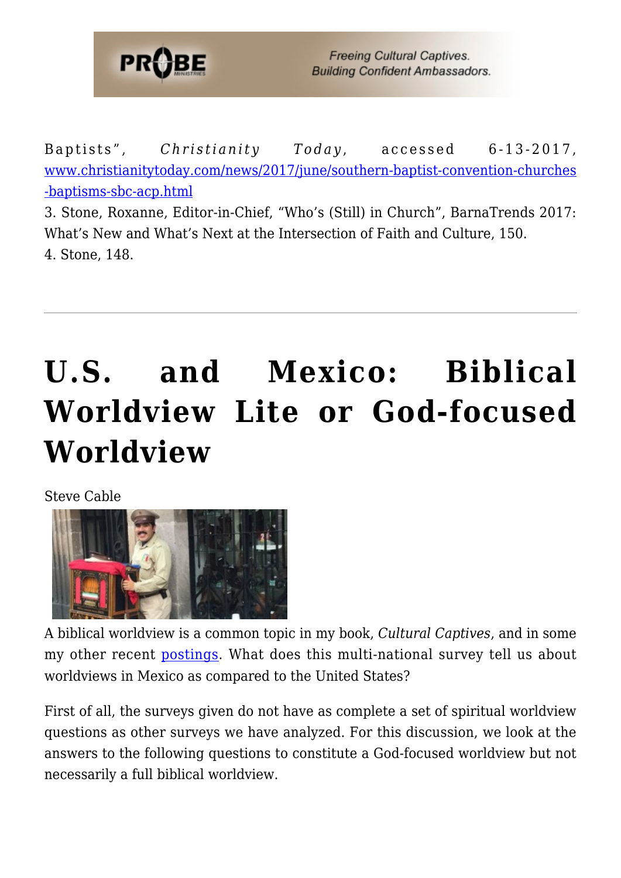Baptists", *Christianity Today*, accessed 6-13-2017, [www.christianitytoday.com/news/2017/june/southern-baptist-convention-churches-baptisms-sbc-acp.html](www.christianitytoday.com/news/2017/june/southern-baptist-convention-churches-baptisms-sbc-acp.html)

3. Stone, Roxanne, Editor-in-Chief, "Who's (Still) in Church", BarnaTrends 2017: What's New and What's Next at the Intersection of Faith and Culture, 150.
4. Stone, 148.

---

# U.S. and Mexico: Biblical Worldview Lite or God-focused Worldview

Steve Cable

A biblical worldview is a common topic in my book, *Cultural Captives*, and in some my other recent postings. What does this multi-national survey tell us about worldviews in Mexico as compared to the United States?

First of all, the surveys given do not have as complete a set of spiritual worldview questions as other surveys we have analyzed. For this discussion, we look at the answers to the following questions to constitute a God-focused worldview but not necessarily a full biblical worldview.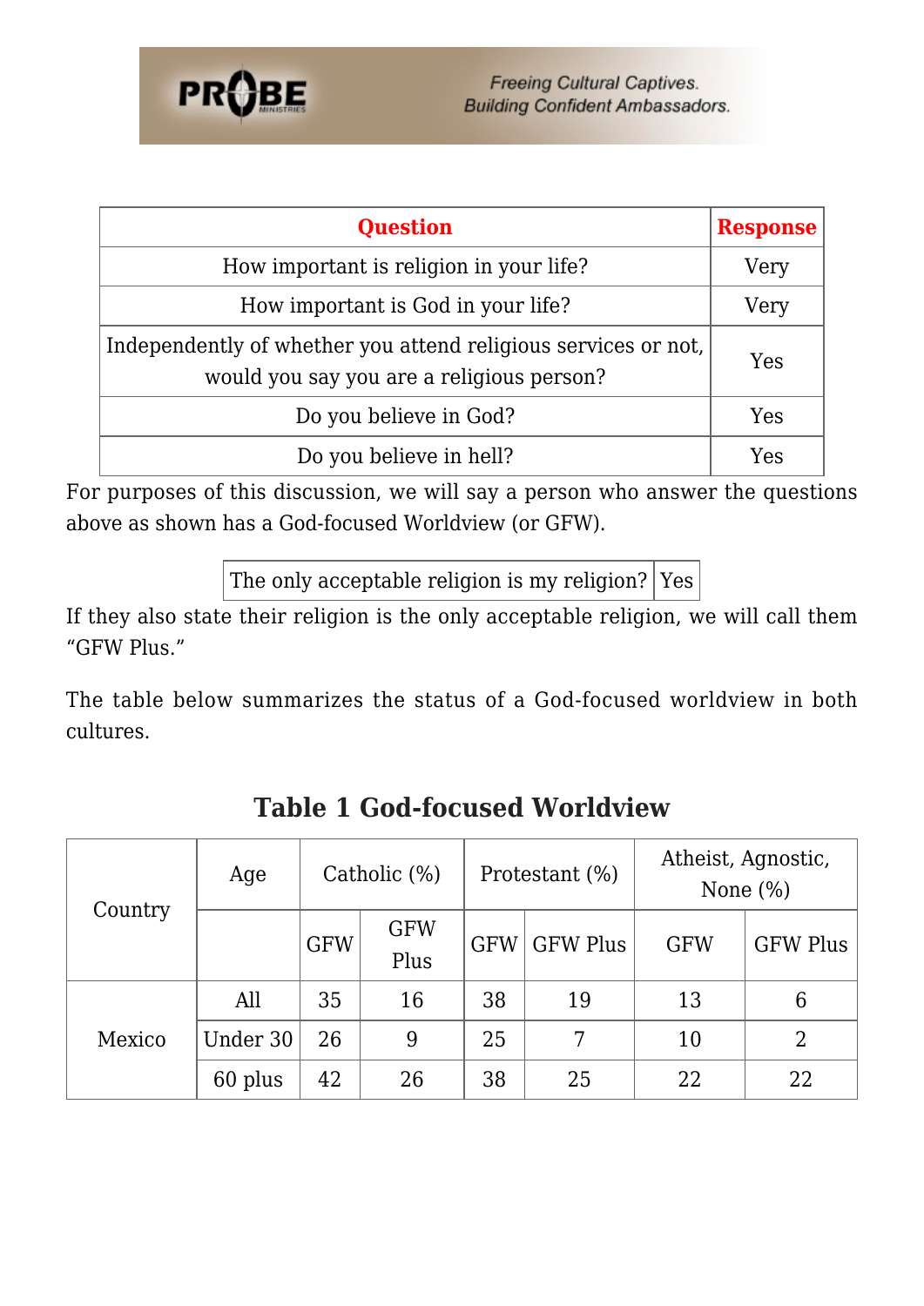| Question | Response |
|---|---|
| How important is religion in your life? | Very |
| How important is God in your life? | Very |
| Independently of whether you attend religious services or not, would you say you are a religious person? | Yes |
| Do you believe in God? | Yes |
| Do you believe in hell? | Yes |

For purposes of this discussion, we will say a person who answer the questions above as shown has a God-focused Worldview (or GFW).

| The only acceptable religion is my religion? | Yes |
|---|---|

If they also state their religion is the only acceptable religion, we will call them "GFW Plus."

The table below summarizes the status of a God-focused worldview in both cultures.

## Table 1 God-focused Worldview

| Country | Age | Catholic (%) | | Protestant (%) | | Atheist, Agnostic, None (%) | |
|---|---|---|---|---|---|---|---|
| | | GFW | GFW Plus | GFW | GFW Plus | GFW | GFW Plus |
| Mexico | All | 35 | 16 | 38 | 19 | 13 | 6 |
| | Under 30 | 26 | 9 | 25 | 7 | 10 | 2 |
| | 60 plus | 42 | 26 | 38 | 25 | 22 | 22 |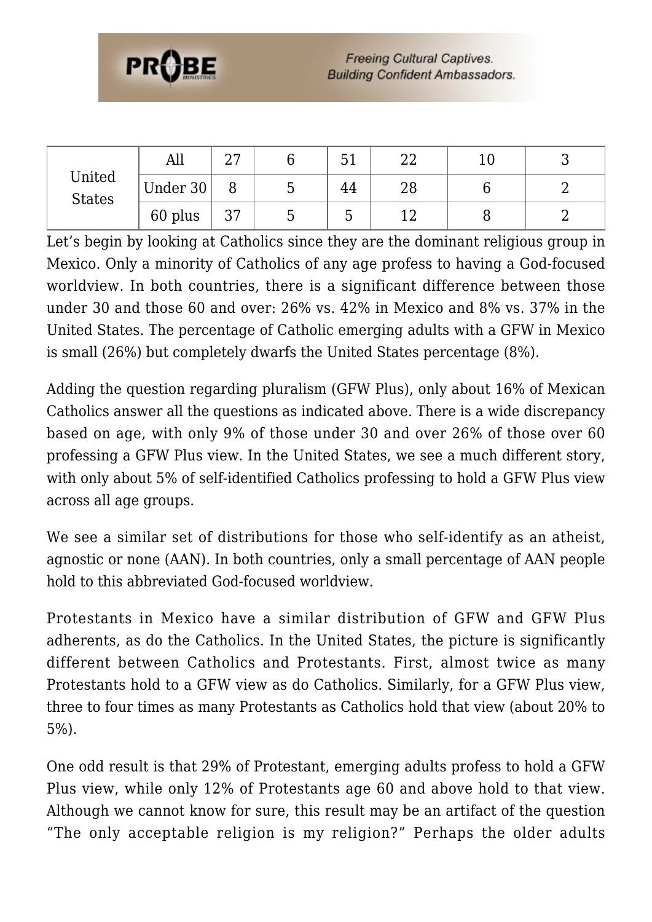| | | | | | | | |
|---|---|---|---|---|---|---|---|
| United States | All | 27 | 6 | 51 | 22 | 10 | 3 |
| | Under 30 | 8 | 5 | 44 | 28 | 6 | 2 |
| | 60 plus | 37 | 5 | 5 | 12 | 8 | 2 |

Let's begin by looking at Catholics since they are the dominant religious group in Mexico. Only a minority of Catholics of any age profess to having a God-focused worldview. In both countries, there is a significant difference between those under 30 and those 60 and over: 26% vs. 42% in Mexico and 8% vs. 37% in the United States. The percentage of Catholic emerging adults with a GFW in Mexico is small (26%) but completely dwarfs the United States percentage (8%).

Adding the question regarding pluralism (GFW Plus), only about 16% of Mexican Catholics answer all the questions as indicated above. There is a wide discrepancy based on age, with only 9% of those under 30 and over 26% of those over 60 professing a GFW Plus view. In the United States, we see a much different story, with only about 5% of self-identified Catholics professing to hold a GFW Plus view across all age groups.

We see a similar set of distributions for those who self-identify as an atheist, agnostic or none (AAN). In both countries, only a small percentage of AAN people hold to this abbreviated God-focused worldview.

Protestants in Mexico have a similar distribution of GFW and GFW Plus adherents, as do the Catholics. In the United States, the picture is significantly different between Catholics and Protestants. First, almost twice as many Protestants hold to a GFW view as do Catholics. Similarly, for a GFW Plus view, three to four times as many Protestants as Catholics hold that view (about 20% to 5%).

One odd result is that 29% of Protestant, emerging adults profess to hold a GFW Plus view, while only 12% of Protestants age 60 and above hold to that view. Although we cannot know for sure, this result may be an artifact of the question "The only acceptable religion is my religion?" Perhaps the older adults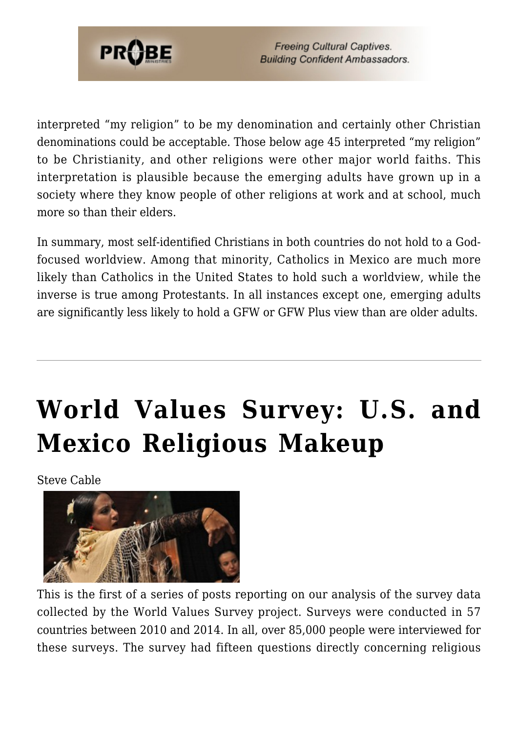interpreted "my religion" to be my denomination and certainly other Christian denominations could be acceptable. Those below age 45 interpreted "my religion" to be Christianity, and other religions were other major world faiths. This interpretation is plausible because the emerging adults have grown up in a society where they know people of other religions at work and at school, much more so than their elders.

In summary, most self-identified Christians in both countries do not hold to a God-focused worldview. Among that minority, Catholics in Mexico are much more likely than Catholics in the United States to hold such a worldview, while the inverse is true among Protestants. In all instances except one, emerging adults are significantly less likely to hold a GFW or GFW Plus view than are older adults.

---

# World Values Survey: U.S. and Mexico Religious Makeup

Steve Cable

This is the first of a series of posts reporting on our analysis of the survey data collected by the World Values Survey project. Surveys were conducted in 57 countries between 2010 and 2014. In all, over 85,000 people were interviewed for these surveys. The survey had fifteen questions directly concerning religious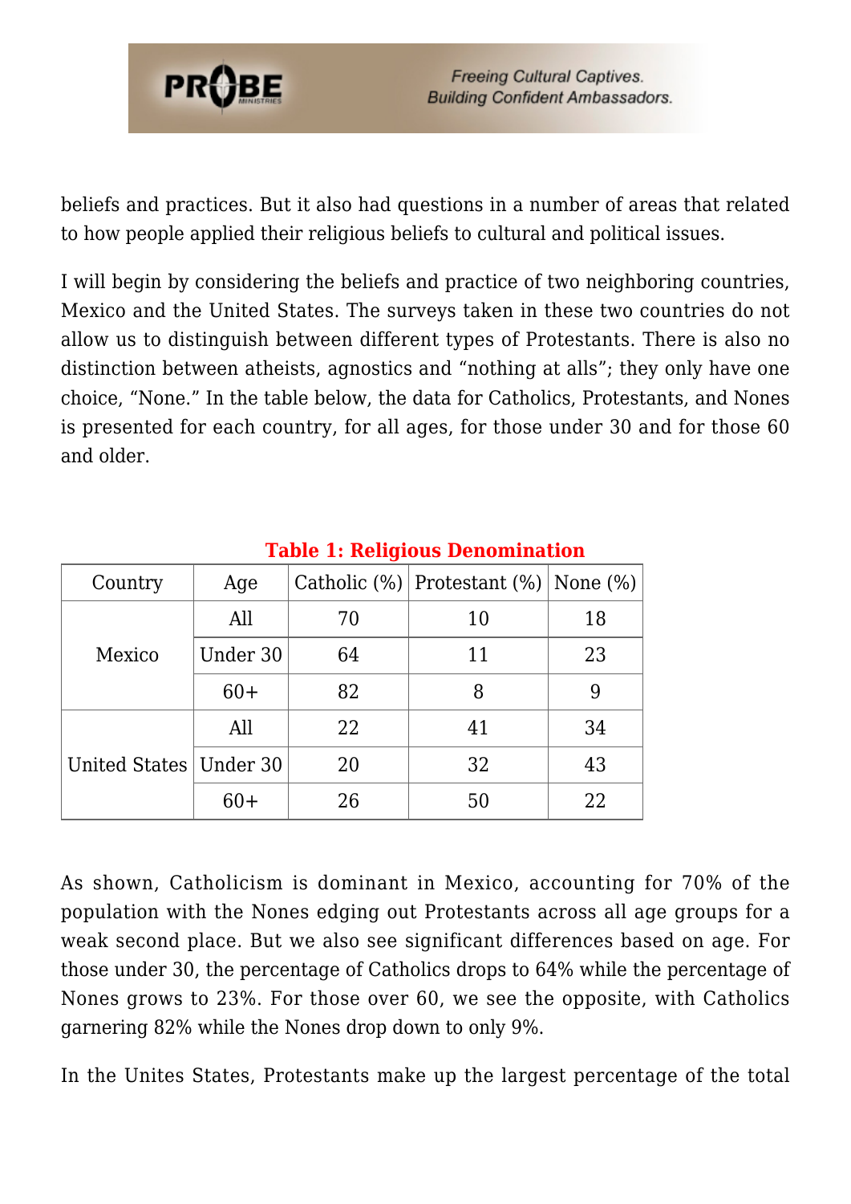beliefs and practices. But it also had questions in a number of areas that related to how people applied their religious beliefs to cultural and political issues.

I will begin by considering the beliefs and practice of two neighboring countries, Mexico and the United States. The surveys taken in these two countries do not allow us to distinguish between different types of Protestants. There is also no distinction between atheists, agnostics and "nothing at alls"; they only have one choice, "None." In the table below, the data for Catholics, Protestants, and Nones is presented for each country, for all ages, for those under 30 and for those 60 and older.

**Table 1: Religious Denomination**

| Country | Age | Catholic (%) | Protestant (%) | None (%) |
|---|---|---|---|---|
| Mexico | All | 70 | 10 | 18 |
| | Under 30 | 64 | 11 | 23 |
| | 60+ | 82 | 8 | 9 |
| United States | All | 22 | 41 | 34 |
| | Under 30 | 20 | 32 | 43 |
| | 60+ | 26 | 50 | 22 |

As shown, Catholicism is dominant in Mexico, accounting for 70% of the population with the Nones edging out Protestants across all age groups for a weak second place. But we also see significant differences based on age. For those under 30, the percentage of Catholics drops to 64% while the percentage of Nones grows to 23%. For those over 60, we see the opposite, with Catholics garnering 82% while the Nones drop down to only 9%.

In the Unites States, Protestants make up the largest percentage of the total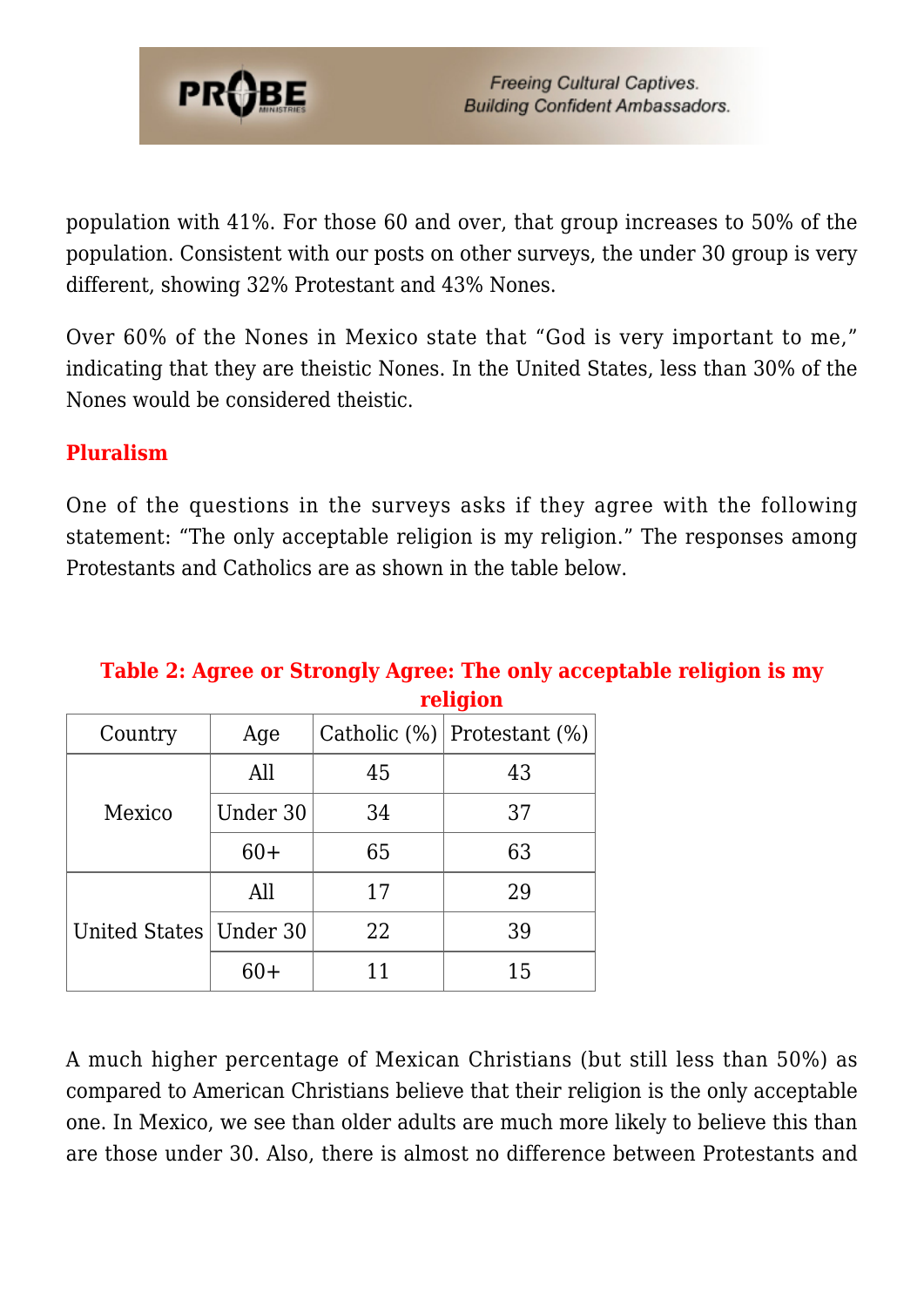population with 41%. For those 60 and over, that group increases to 50% of the population. Consistent with our posts on other surveys, the under 30 group is very different, showing 32% Protestant and 43% Nones.

Over 60% of the Nones in Mexico state that "God is very important to me," indicating that they are theistic Nones. In the United States, less than 30% of the Nones would be considered theistic.

## Pluralism

One of the questions in the surveys asks if they agree with the following statement: "The only acceptable religion is my religion." The responses among Protestants and Catholics are as shown in the table below.

**Table 2: Agree or Strongly Agree: The only acceptable religion is my religion**

| Country | Age | Catholic (%) | Protestant (%) |
|---|---|---|---|
| Mexico | All | 45 | 43 |
| | Under 30 | 34 | 37 |
| | 60+ | 65 | 63 |
| United States | All | 17 | 29 |
| | Under 30 | 22 | 39 |
| | 60+ | 11 | 15 |

A much higher percentage of Mexican Christians (but still less than 50%) as compared to American Christians believe that their religion is the only acceptable one. In Mexico, we see than older adults are much more likely to believe this than are those under 30. Also, there is almost no difference between Protestants and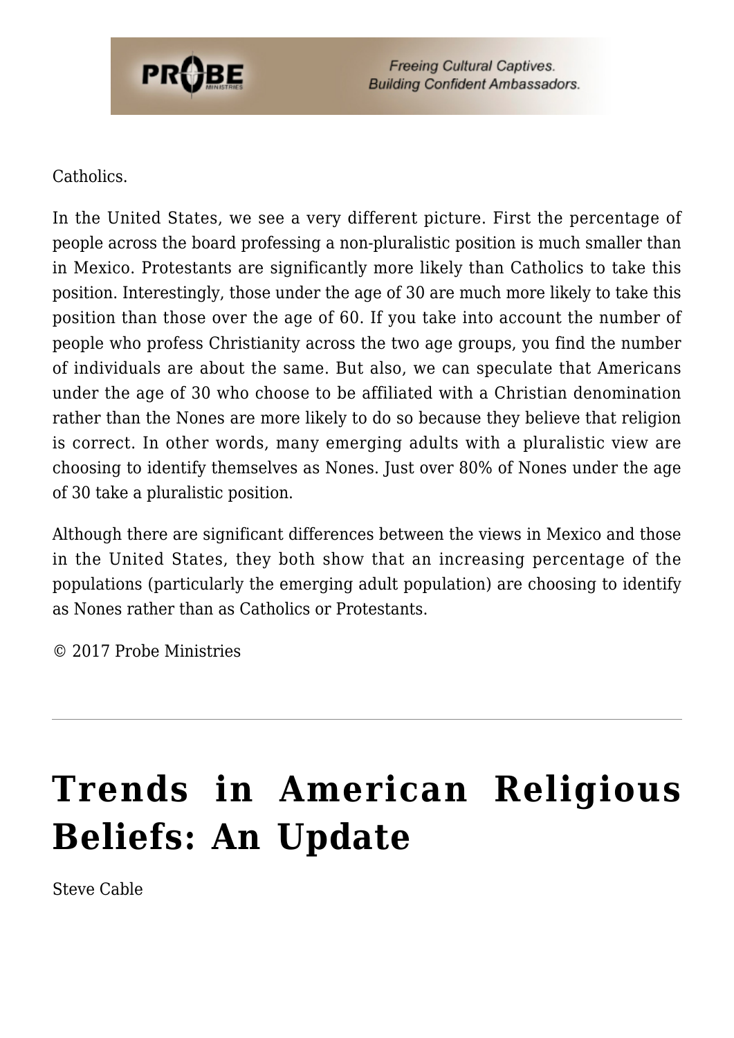Catholics.

In the United States, we see a very different picture. First the percentage of people across the board professing a non-pluralistic position is much smaller than in Mexico. Protestants are significantly more likely than Catholics to take this position. Interestingly, those under the age of 30 are much more likely to take this position than those over the age of 60. If you take into account the number of people who profess Christianity across the two age groups, you find the number of individuals are about the same. But also, we can speculate that Americans under the age of 30 who choose to be affiliated with a Christian denomination rather than the Nones are more likely to do so because they believe that religion is correct. In other words, many emerging adults with a pluralistic view are choosing to identify themselves as Nones. Just over 80% of Nones under the age of 30 take a pluralistic position.

Although there are significant differences between the views in Mexico and those in the United States, they both show that an increasing percentage of the populations (particularly the emerging adult population) are choosing to identify as Nones rather than as Catholics or Protestants.

© 2017 Probe Ministries

---

# Trends in American Religious Beliefs: An Update

Steve Cable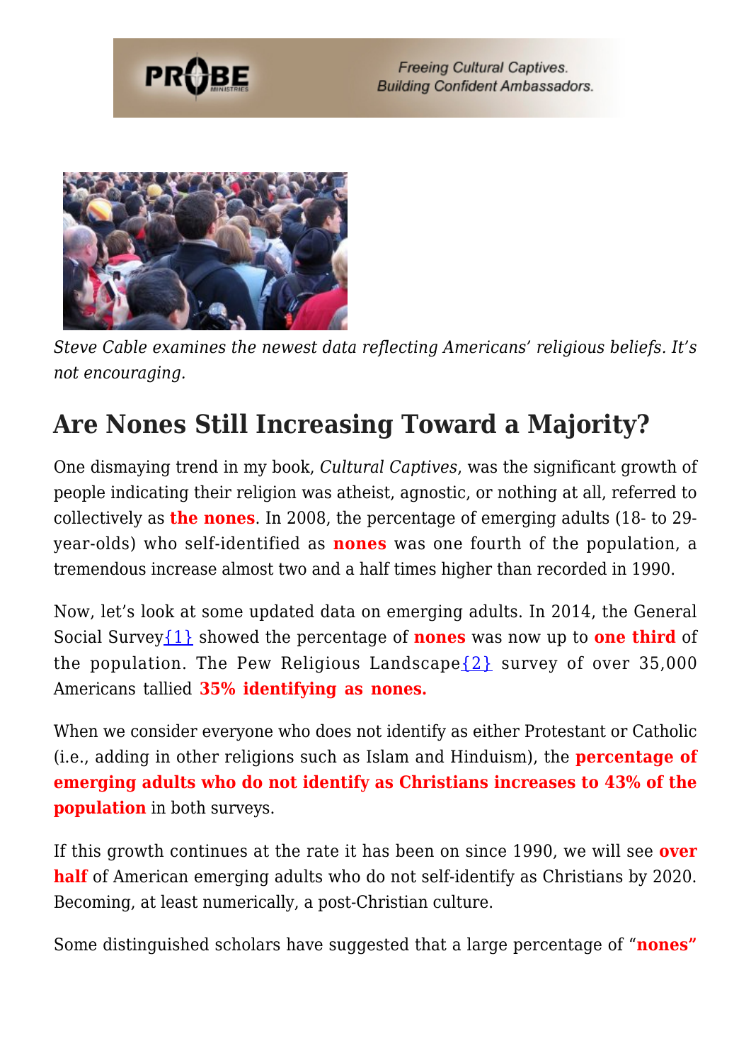*Steve Cable examines the newest data reflecting Americans' religious beliefs. It's not encouraging.*

## Are Nones Still Increasing Toward a Majority?

One dismaying trend in my book, *Cultural Captives*, was the significant growth of people indicating their religion was atheist, agnostic, or nothing at all, referred to collectively as **the nones**. In 2008, the percentage of emerging adults (18- to 29-year-olds) who self-identified as **nones** was one fourth of the population, a tremendous increase almost two and a half times higher than recorded in 1990.

Now, let's look at some updated data on emerging adults. In 2014, the General Social Survey{1} showed the percentage of **nones** was now up to **one third** of the population. The Pew Religious Landscape{2} survey of over 35,000 Americans tallied **35% identifying as nones.**

When we consider everyone who does not identify as either Protestant or Catholic (i.e., adding in other religions such as Islam and Hinduism), the **percentage of emerging adults who do not identify as Christians increases to 43% of the population** in both surveys.

If this growth continues at the rate it has been on since 1990, we will see **over half** of American emerging adults who do not self-identify as Christians by 2020. Becoming, at least numerically, a post-Christian culture.

Some distinguished scholars have suggested that a large percentage of "**nones**"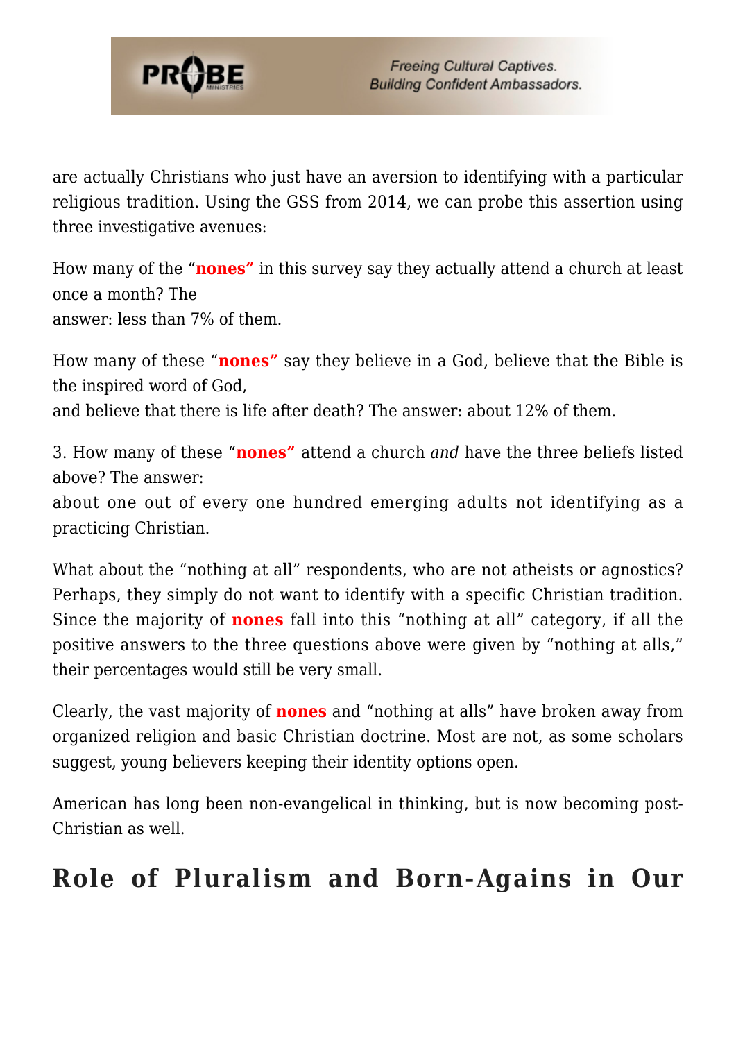are actually Christians who just have an aversion to identifying with a particular religious tradition. Using the GSS from 2014, we can probe this assertion using three investigative avenues:

How many of the "**nones**" in this survey say they actually attend a church at least once a month? The answer: less than 7% of them.

How many of these "**nones**" say they believe in a God, believe that the Bible is the inspired word of God, and believe that there is life after death? The answer: about 12% of them.

3. How many of these "**nones**" attend a church *and* have the three beliefs listed above? The answer: about one out of every one hundred emerging adults not identifying as a practicing Christian.

What about the "nothing at all" respondents, who are not atheists or agnostics? Perhaps, they simply do not want to identify with a specific Christian tradition. Since the majority of **nones** fall into this "nothing at all" category, if all the positive answers to the three questions above were given by "nothing at alls," their percentages would still be very small.

Clearly, the vast majority of **nones** and "nothing at alls" have broken away from organized religion and basic Christian doctrine. Most are not, as some scholars suggest, young believers keeping their identity options open.

American has long been non-evangelical in thinking, but is now becoming post-Christian as well.

## Role of Pluralism and Born-Agains in Our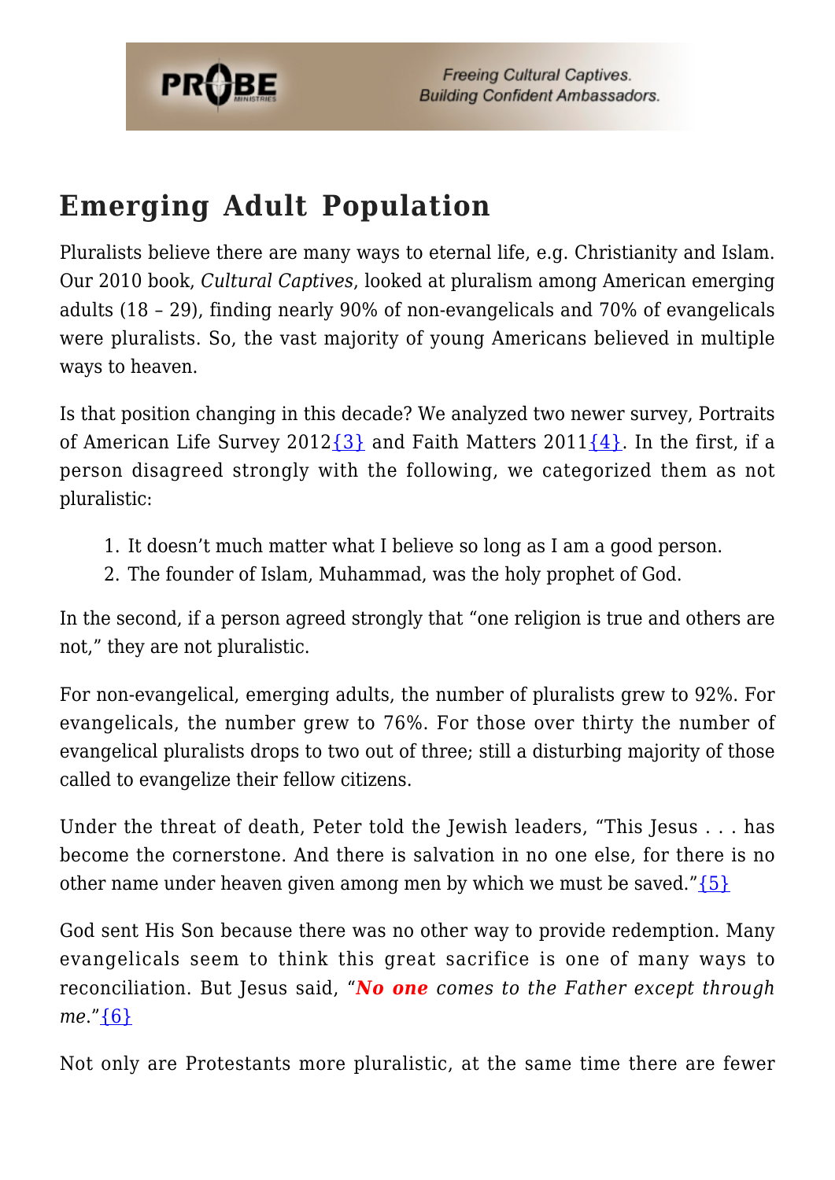## Emerging Adult Population

Pluralists believe there are many ways to eternal life, e.g. Christianity and Islam. Our 2010 book, *Cultural Captives*, looked at pluralism among American emerging adults (18 – 29), finding nearly 90% of non-evangelicals and 70% of evangelicals were pluralists. So, the vast majority of young Americans believed in multiple ways to heaven.

Is that position changing in this decade? We analyzed two newer survey, Portraits of American Life Survey 2012{3} and Faith Matters 2011{4}. In the first, if a person disagreed strongly with the following, we categorized them as not pluralistic:

1. It doesn't much matter what I believe so long as I am a good person.
2. The founder of Islam, Muhammad, was the holy prophet of God.

In the second, if a person agreed strongly that "one religion is true and others are not," they are not pluralistic.

For non-evangelical, emerging adults, the number of pluralists grew to 92%. For evangelicals, the number grew to 76%. For those over thirty the number of evangelical pluralists drops to two out of three; still a disturbing majority of those called to evangelize their fellow citizens.

Under the threat of death, Peter told the Jewish leaders, "This Jesus . . . has become the cornerstone. And there is salvation in no one else, for there is no other name under heaven given among men by which we must be saved."{5}

God sent His Son because there was no other way to provide redemption. Many evangelicals seem to think this great sacrifice is one of many ways to reconciliation. But Jesus said, "***No one** comes to the Father except through me*."{6}

Not only are Protestants more pluralistic, at the same time there are fewer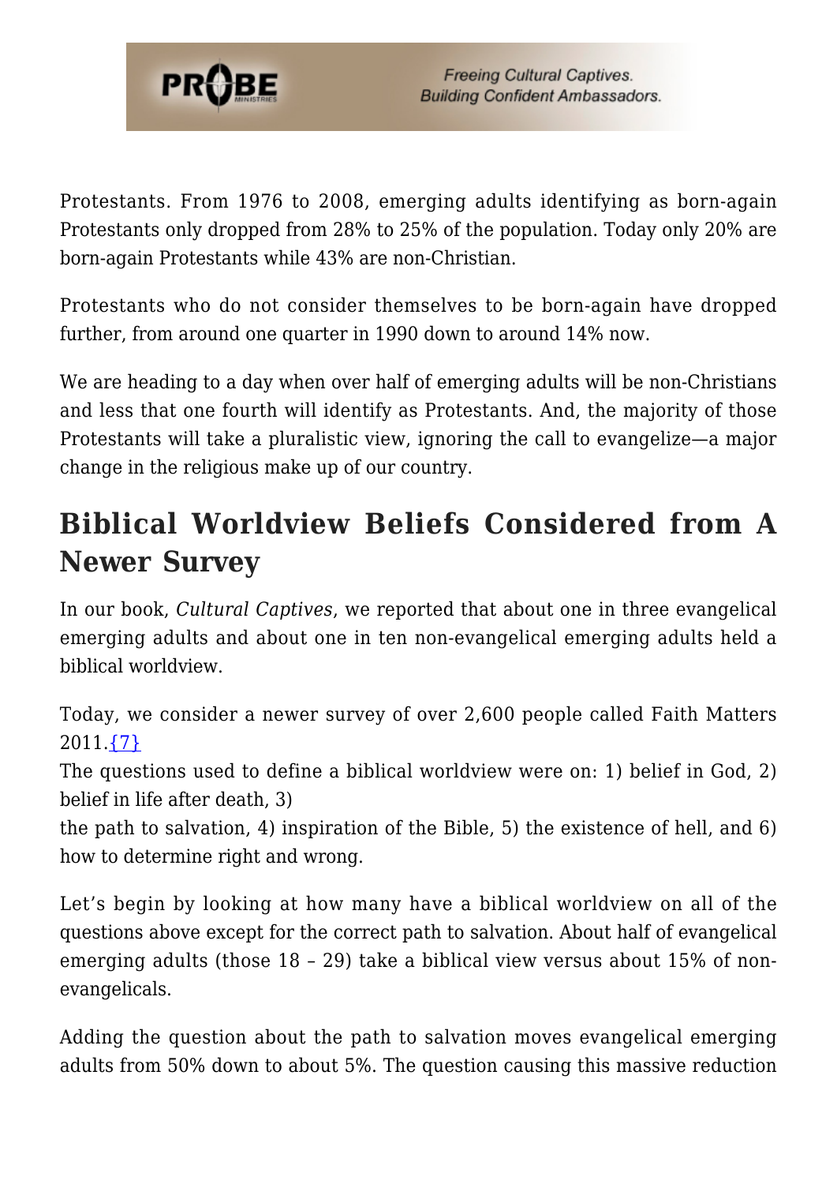Protestants. From 1976 to 2008, emerging adults identifying as born-again Protestants only dropped from 28% to 25% of the population. Today only 20% are born-again Protestants while 43% are non-Christian.

Protestants who do not consider themselves to be born-again have dropped further, from around one quarter in 1990 down to around 14% now.

We are heading to a day when over half of emerging adults will be non-Christians and less that one fourth will identify as Protestants. And, the majority of those Protestants will take a pluralistic view, ignoring the call to evangelize—a major change in the religious make up of our country.

## Biblical Worldview Beliefs Considered from A Newer Survey

In our book, *Cultural Captives*, we reported that about one in three evangelical emerging adults and about one in ten non-evangelical emerging adults held a biblical worldview.

Today, we consider a newer survey of over 2,600 people called Faith Matters 2011.{7}
The questions used to define a biblical worldview were on: 1) belief in God, 2) belief in life after death, 3) the path to salvation, 4) inspiration of the Bible, 5) the existence of hell, and 6) how to determine right and wrong.

Let's begin by looking at how many have a biblical worldview on all of the questions above except for the correct path to salvation. About half of evangelical emerging adults (those 18 – 29) take a biblical view versus about 15% of non-evangelicals.

Adding the question about the path to salvation moves evangelical emerging adults from 50% down to about 5%. The question causing this massive reduction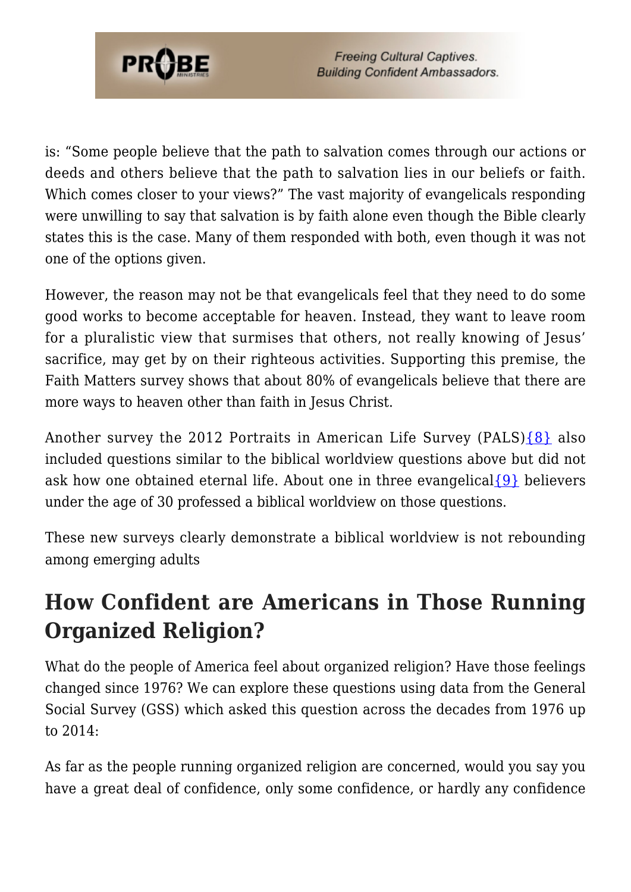is: "Some people believe that the path to salvation comes through our actions or deeds and others believe that the path to salvation lies in our beliefs or faith. Which comes closer to your views?" The vast majority of evangelicals responding were unwilling to say that salvation is by faith alone even though the Bible clearly states this is the case. Many of them responded with both, even though it was not one of the options given.

However, the reason may not be that evangelicals feel that they need to do some good works to become acceptable for heaven. Instead, they want to leave room for a pluralistic view that surmises that others, not really knowing of Jesus' sacrifice, may get by on their righteous activities. Supporting this premise, the Faith Matters survey shows that about 80% of evangelicals believe that there are more ways to heaven other than faith in Jesus Christ.

Another survey the 2012 Portraits in American Life Survey (PALS){8} also included questions similar to the biblical worldview questions above but did not ask how one obtained eternal life. About one in three evangelical{9} believers under the age of 30 professed a biblical worldview on those questions.

These new surveys clearly demonstrate a biblical worldview is not rebounding among emerging adults

## How Confident are Americans in Those Running Organized Religion?

What do the people of America feel about organized religion? Have those feelings changed since 1976? We can explore these questions using data from the General Social Survey (GSS) which asked this question across the decades from 1976 up to 2014:

As far as the people running organized religion are concerned, would you say you have a great deal of confidence, only some confidence, or hardly any confidence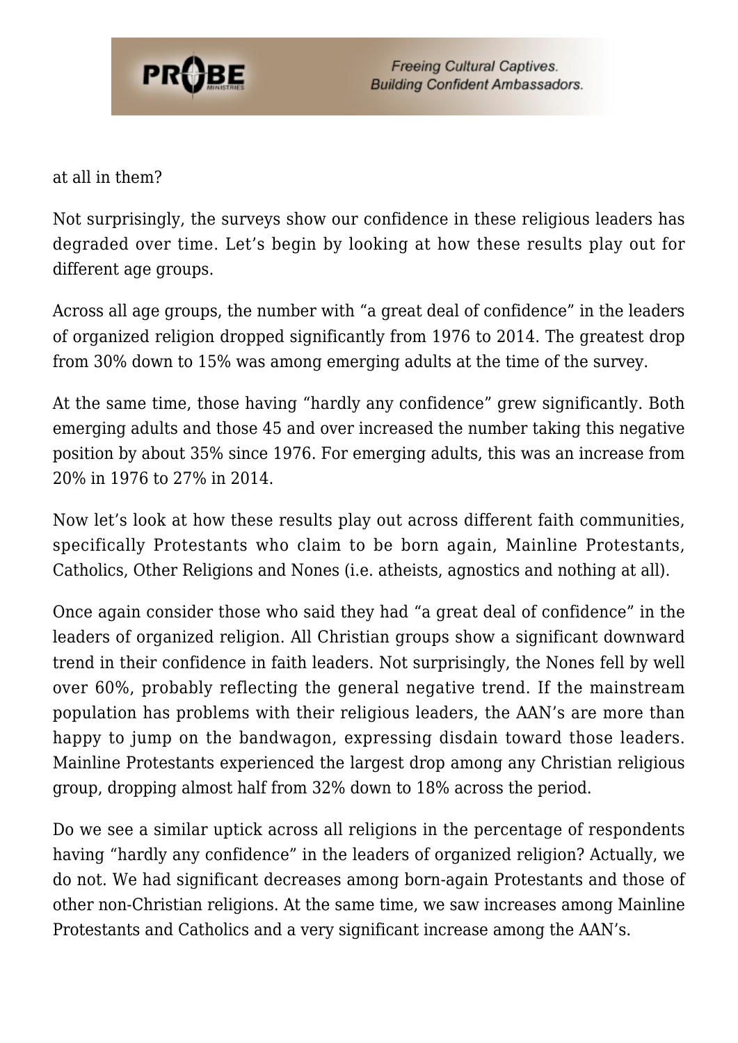at all in them?

Not surprisingly, the surveys show our confidence in these religious leaders has degraded over time. Let's begin by looking at how these results play out for different age groups.

Across all age groups, the number with "a great deal of confidence" in the leaders of organized religion dropped significantly from 1976 to 2014. The greatest drop from 30% down to 15% was among emerging adults at the time of the survey.

At the same time, those having "hardly any confidence" grew significantly. Both emerging adults and those 45 and over increased the number taking this negative position by about 35% since 1976. For emerging adults, this was an increase from 20% in 1976 to 27% in 2014.

Now let's look at how these results play out across different faith communities, specifically Protestants who claim to be born again, Mainline Protestants, Catholics, Other Religions and Nones (i.e. atheists, agnostics and nothing at all).

Once again consider those who said they had "a great deal of confidence" in the leaders of organized religion. All Christian groups show a significant downward trend in their confidence in faith leaders. Not surprisingly, the Nones fell by well over 60%, probably reflecting the general negative trend. If the mainstream population has problems with their religious leaders, the AAN's are more than happy to jump on the bandwagon, expressing disdain toward those leaders. Mainline Protestants experienced the largest drop among any Christian religious group, dropping almost half from 32% down to 18% across the period.

Do we see a similar uptick across all religions in the percentage of respondents having "hardly any confidence" in the leaders of organized religion? Actually, we do not. We had significant decreases among born-again Protestants and those of other non-Christian religions. At the same time, we saw increases among Mainline Protestants and Catholics and a very significant increase among the AAN's.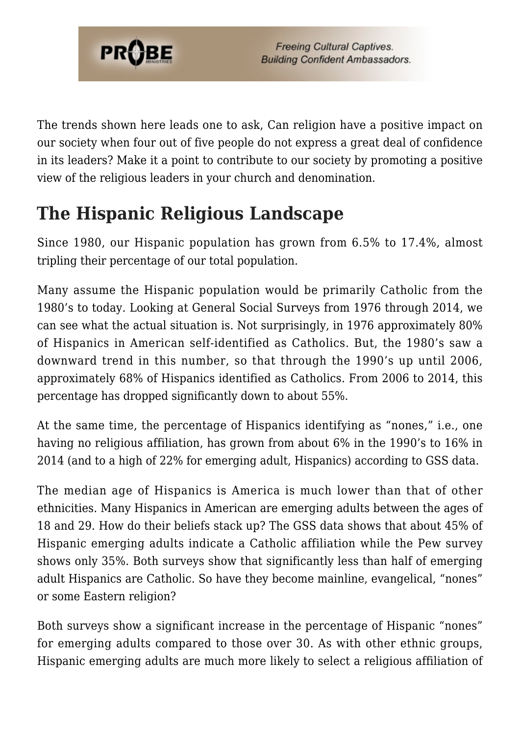The trends shown here leads one to ask, Can religion have a positive impact on our society when four out of five people do not express a great deal of confidence in its leaders? Make it a point to contribute to our society by promoting a positive view of the religious leaders in your church and denomination.

## The Hispanic Religious Landscape

Since 1980, our Hispanic population has grown from 6.5% to 17.4%, almost tripling their percentage of our total population.

Many assume the Hispanic population would be primarily Catholic from the 1980's to today. Looking at General Social Surveys from 1976 through 2014, we can see what the actual situation is. Not surprisingly, in 1976 approximately 80% of Hispanics in American self-identified as Catholics. But, the 1980's saw a downward trend in this number, so that through the 1990's up until 2006, approximately 68% of Hispanics identified as Catholics. From 2006 to 2014, this percentage has dropped significantly down to about 55%.

At the same time, the percentage of Hispanics identifying as "nones," i.e., one having no religious affiliation, has grown from about 6% in the 1990's to 16% in 2014 (and to a high of 22% for emerging adult, Hispanics) according to GSS data.

The median age of Hispanics is America is much lower than that of other ethnicities. Many Hispanics in American are emerging adults between the ages of 18 and 29. How do their beliefs stack up? The GSS data shows that about 45% of Hispanic emerging adults indicate a Catholic affiliation while the Pew survey shows only 35%. Both surveys show that significantly less than half of emerging adult Hispanics are Catholic. So have they become mainline, evangelical, "nones" or some Eastern religion?

Both surveys show a significant increase in the percentage of Hispanic "nones" for emerging adults compared to those over 30. As with other ethnic groups, Hispanic emerging adults are much more likely to select a religious affiliation of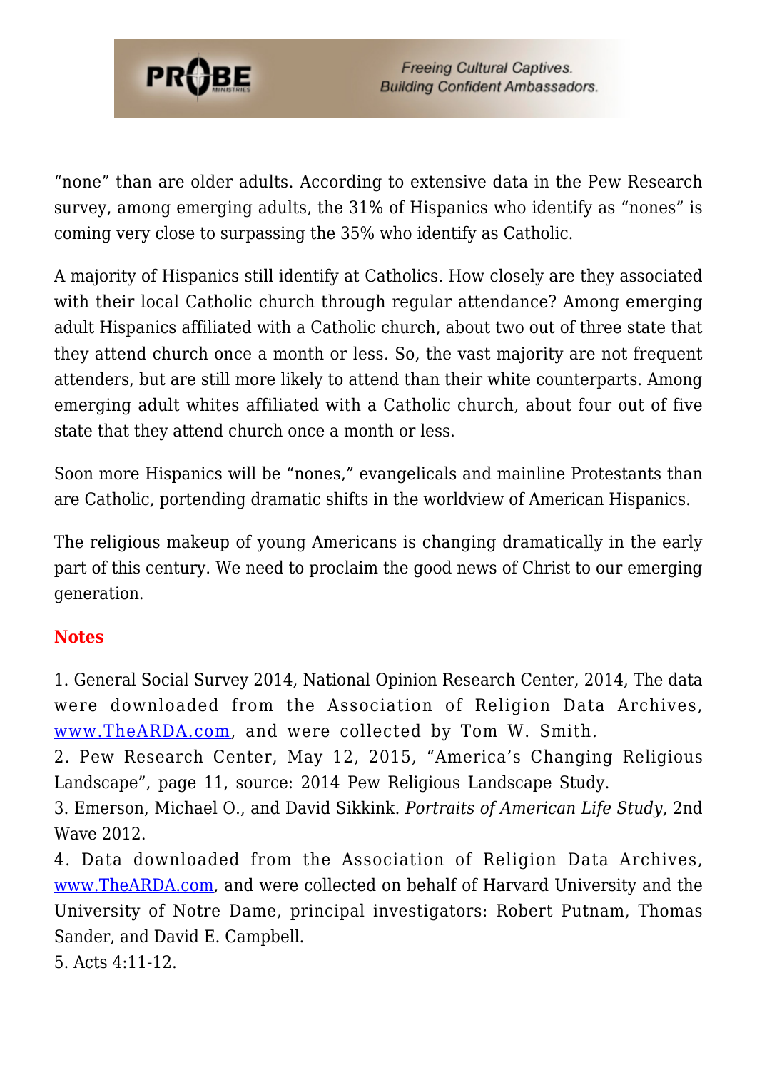"none" than are older adults. According to extensive data in the Pew Research survey, among emerging adults, the 31% of Hispanics who identify as "nones" is coming very close to surpassing the 35% who identify as Catholic.

A majority of Hispanics still identify at Catholics. How closely are they associated with their local Catholic church through regular attendance? Among emerging adult Hispanics affiliated with a Catholic church, about two out of three state that they attend church once a month or less. So, the vast majority are not frequent attenders, but are still more likely to attend than their white counterparts. Among emerging adult whites affiliated with a Catholic church, about four out of five state that they attend church once a month or less.

Soon more Hispanics will be "nones," evangelicals and mainline Protestants than are Catholic, portending dramatic shifts in the worldview of American Hispanics.

The religious makeup of young Americans is changing dramatically in the early part of this century. We need to proclaim the good news of Christ to our emerging generation.

### Notes

1. General Social Survey 2014, National Opinion Research Center, 2014, The data were downloaded from the Association of Religion Data Archives, www.TheARDA.com, and were collected by Tom W. Smith.
2. Pew Research Center, May 12, 2015, "America's Changing Religious Landscape", page 11, source: 2014 Pew Religious Landscape Study.
3. Emerson, Michael O., and David Sikkink. *Portraits of American Life Study*, 2nd Wave 2012.
4. Data downloaded from the Association of Religion Data Archives, www.TheARDA.com, and were collected on behalf of Harvard University and the University of Notre Dame, principal investigators: Robert Putnam, Thomas Sander, and David E. Campbell.
5. Acts 4:11-12.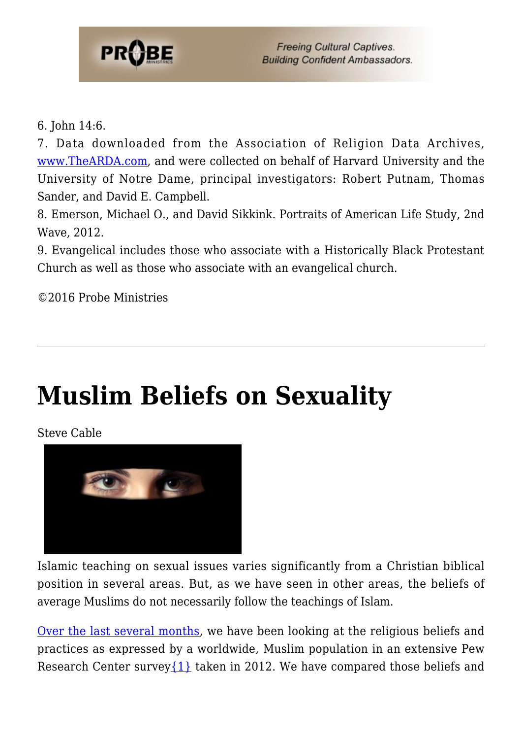6. John 14:6.
7. Data downloaded from the Association of Religion Data Archives, www.TheARDA.com, and were collected on behalf of Harvard University and the University of Notre Dame, principal investigators: Robert Putnam, Thomas Sander, and David E. Campbell.
8. Emerson, Michael O., and David Sikkink. Portraits of American Life Study, 2nd Wave, 2012.
9. Evangelical includes those who associate with a Historically Black Protestant Church as well as those who associate with an evangelical church.

©2016 Probe Ministries

---

# Muslim Beliefs on Sexuality

Steve Cable

Islamic teaching on sexual issues varies significantly from a Christian biblical position in several areas. But, as we have seen in other areas, the beliefs of average Muslims do not necessarily follow the teachings of Islam.

Over the last several months, we have been looking at the religious beliefs and practices as expressed by a worldwide, Muslim population in an extensive Pew Research Center survey{1} taken in 2012. We have compared those beliefs and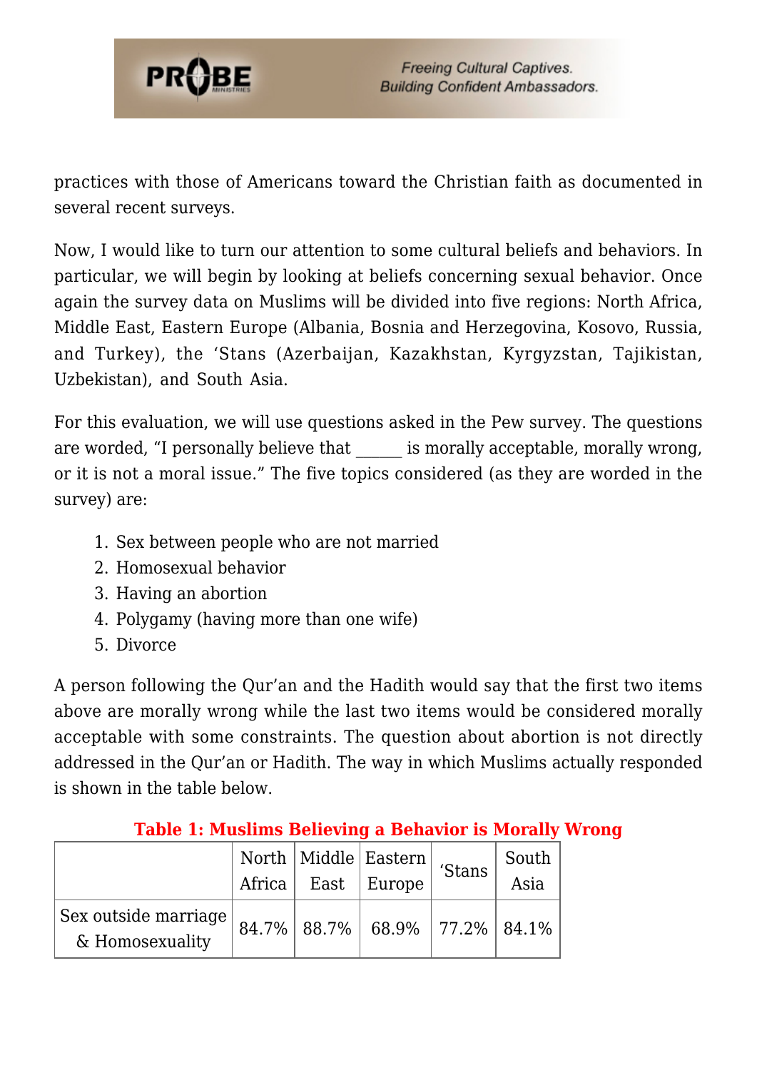practices with those of Americans toward the Christian faith as documented in several recent surveys.

Now, I would like to turn our attention to some cultural beliefs and behaviors. In particular, we will begin by looking at beliefs concerning sexual behavior. Once again the survey data on Muslims will be divided into five regions: North Africa, Middle East, Eastern Europe (Albania, Bosnia and Herzegovina, Kosovo, Russia, and Turkey), the 'Stans (Azerbaijan, Kazakhstan, Kyrgyzstan, Tajikistan, Uzbekistan), and South Asia.

For this evaluation, we will use questions asked in the Pew survey. The questions are worded, "I personally believe that ______ is morally acceptable, morally wrong, or it is not a moral issue." The five topics considered (as they are worded in the survey) are:

1. Sex between people who are not married
2. Homosexual behavior
3. Having an abortion
4. Polygamy (having more than one wife)
5. Divorce

A person following the Qur'an and the Hadith would say that the first two items above are morally wrong while the last two items would be considered morally acceptable with some constraints. The question about abortion is not directly addressed in the Qur'an or Hadith. The way in which Muslims actually responded is shown in the table below.

**Table 1: Muslims Believing a Behavior is Morally Wrong**

| | North Africa | Middle East | Eastern Europe | 'Stans | South Asia |
|---|---|---|---|---|---|
| Sex outside marriage & Homosexuality | 84.7% | 88.7% | 68.9% | 77.2% | 84.1% |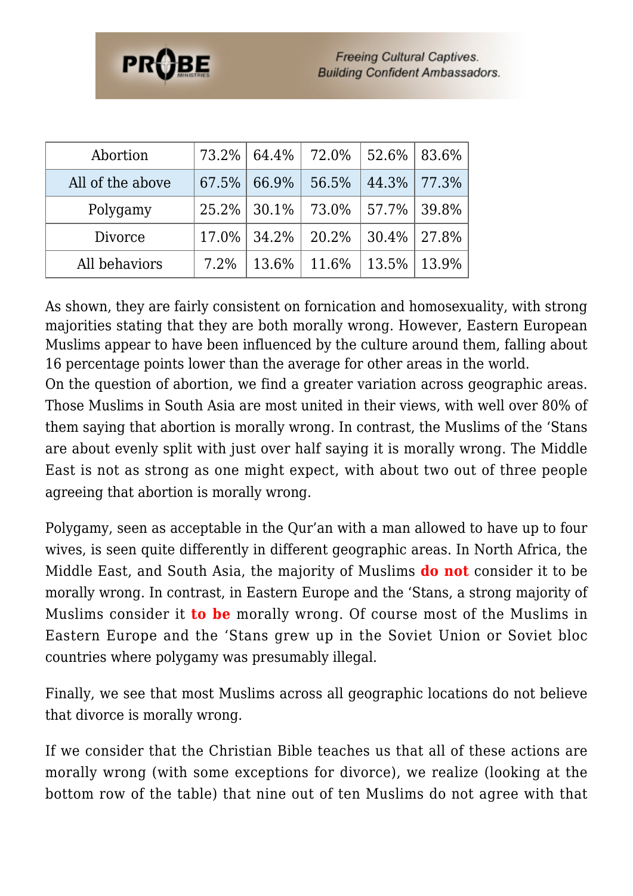| Abortion | 73.2% | 64.4% | 72.0% | 52.6% | 83.6% |
|---|---|---|---|---|---|
| All of the above | 67.5% | 66.9% | 56.5% | 44.3% | 77.3% |
| Polygamy | 25.2% | 30.1% | 73.0% | 57.7% | 39.8% |
| Divorce | 17.0% | 34.2% | 20.2% | 30.4% | 27.8% |
| All behaviors | 7.2% | 13.6% | 11.6% | 13.5% | 13.9% |

As shown, they are fairly consistent on fornication and homosexuality, with strong majorities stating that they are both morally wrong. However, Eastern European Muslims appear to have been influenced by the culture around them, falling about 16 percentage points lower than the average for other areas in the world.

On the question of abortion, we find a greater variation across geographic areas. Those Muslims in South Asia are most united in their views, with well over 80% of them saying that abortion is morally wrong. In contrast, the Muslims of the 'Stans are about evenly split with just over half saying it is morally wrong. The Middle East is not as strong as one might expect, with about two out of three people agreeing that abortion is morally wrong.

Polygamy, seen as acceptable in the Qur'an with a man allowed to have up to four wives, is seen quite differently in different geographic areas. In North Africa, the Middle East, and South Asia, the majority of Muslims **do not** consider it to be morally wrong. In contrast, in Eastern Europe and the 'Stans, a strong majority of Muslims consider it **to be** morally wrong. Of course most of the Muslims in Eastern Europe and the 'Stans grew up in the Soviet Union or Soviet bloc countries where polygamy was presumably illegal.

Finally, we see that most Muslims across all geographic locations do not believe that divorce is morally wrong.

If we consider that the Christian Bible teaches us that all of these actions are morally wrong (with some exceptions for divorce), we realize (looking at the bottom row of the table) that nine out of ten Muslims do not agree with that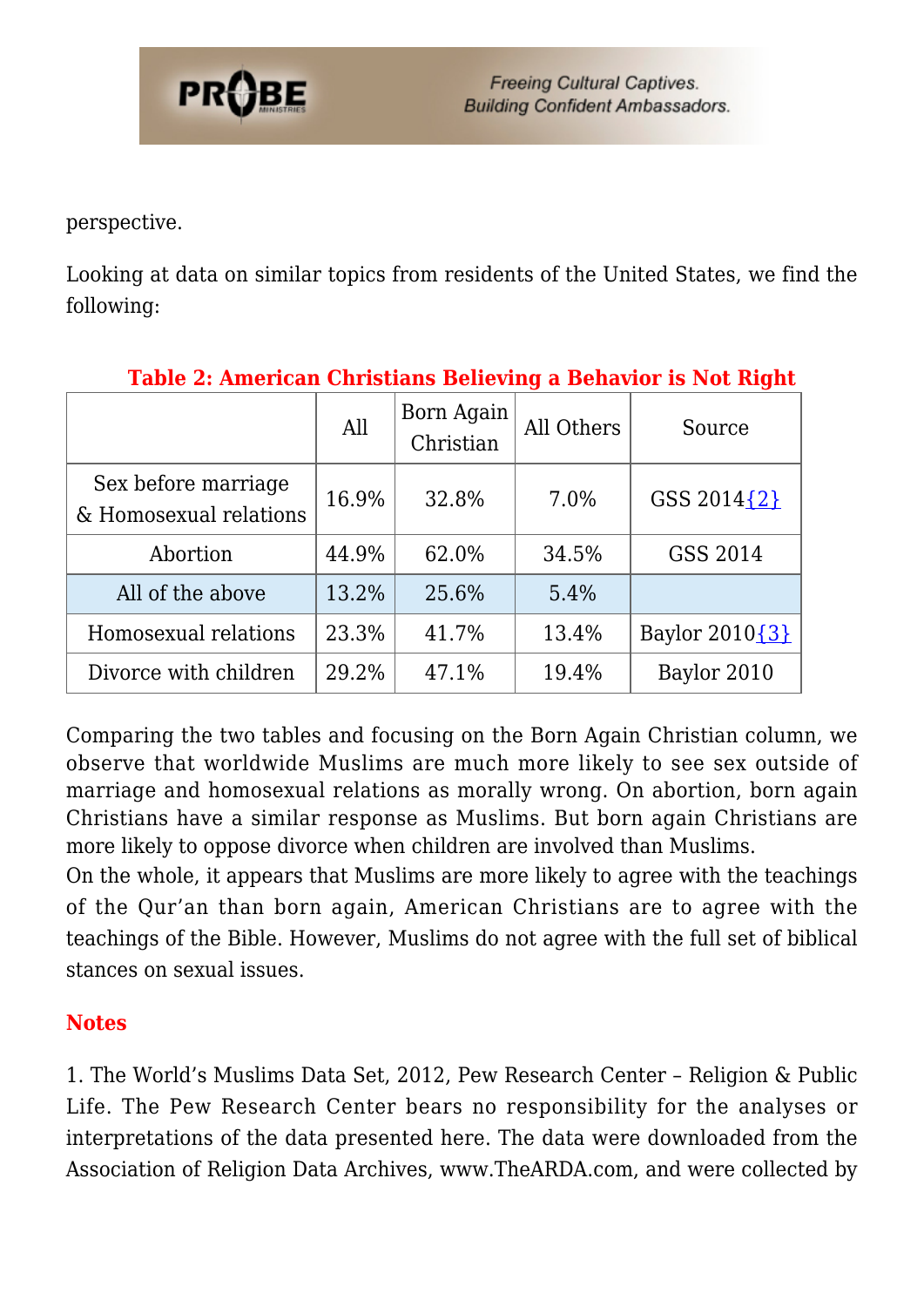perspective.

Looking at data on similar topics from residents of the United States, we find the following:

**Table 2: American Christians Believing a Behavior is Not Right**

| | All | Born Again Christian | All Others | Source |
|---|---|---|---|---|
| Sex before marriage & Homosexual relations | 16.9% | 32.8% | 7.0% | GSS 2014{2} |
| Abortion | 44.9% | 62.0% | 34.5% | GSS 2014 |
| All of the above | 13.2% | 25.6% | 5.4% | |
| Homosexual relations | 23.3% | 41.7% | 13.4% | Baylor 2010{3} |
| Divorce with children | 29.2% | 47.1% | 19.4% | Baylor 2010 |

Comparing the two tables and focusing on the Born Again Christian column, we observe that worldwide Muslims are much more likely to see sex outside of marriage and homosexual relations as morally wrong. On abortion, born again Christians have a similar response as Muslims. But born again Christians are more likely to oppose divorce when children are involved than Muslims.

On the whole, it appears that Muslims are more likely to agree with the teachings of the Qur'an than born again, American Christians are to agree with the teachings of the Bible. However, Muslims do not agree with the full set of biblical stances on sexual issues.

## Notes

1. The World's Muslims Data Set, 2012, Pew Research Center – Religion & Public Life. The Pew Research Center bears no responsibility for the analyses or interpretations of the data presented here. The data were downloaded from the Association of Religion Data Archives, www.TheARDA.com, and were collected by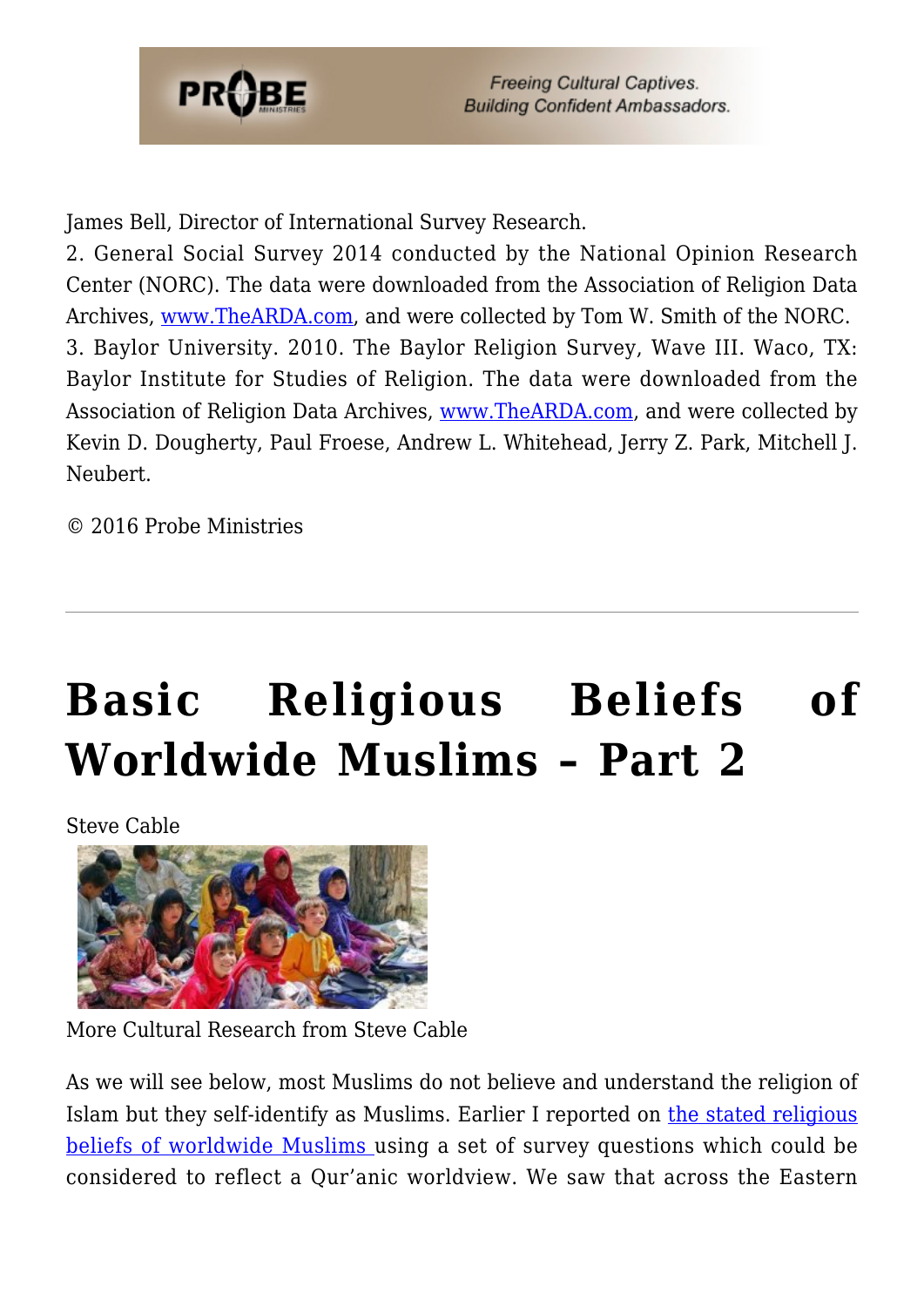James Bell, Director of International Survey Research.
2. General Social Survey 2014 conducted by the National Opinion Research Center (NORC). The data were downloaded from the Association of Religion Data Archives, [www.TheARDA.com](http://www.TheARDA.com), and were collected by Tom W. Smith of the NORC.
3. Baylor University. 2010. The Baylor Religion Survey, Wave III. Waco, TX: Baylor Institute for Studies of Religion. The data were downloaded from the Association of Religion Data Archives, [www.TheARDA.com](http://www.TheARDA.com), and were collected by Kevin D. Dougherty, Paul Froese, Andrew L. Whitehead, Jerry Z. Park, Mitchell J. Neubert.

© 2016 Probe Ministries

---

# Basic Religious Beliefs of Worldwide Muslims – Part 2

Steve Cable

More Cultural Research from Steve Cable

As we will see below, most Muslims do not believe and understand the religion of Islam but they self-identify as Muslims. Earlier I reported on the stated religious beliefs of worldwide Muslims using a set of survey questions which could be considered to reflect a Qur'anic worldview. We saw that across the Eastern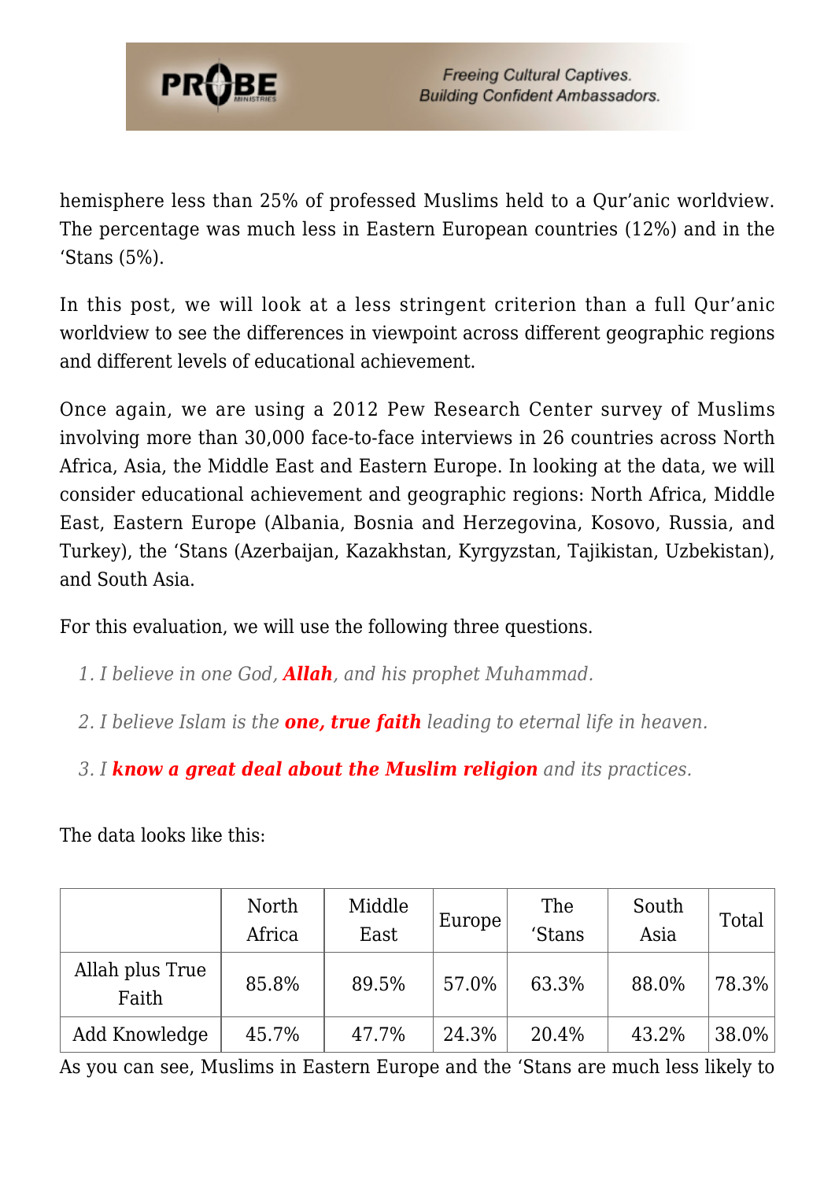hemisphere less than 25% of professed Muslims held to a Qur'anic worldview. The percentage was much less in Eastern European countries (12%) and in the 'Stans (5%).

In this post, we will look at a less stringent criterion than a full Qur'anic worldview to see the differences in viewpoint across different geographic regions and different levels of educational achievement.

Once again, we are using a 2012 Pew Research Center survey of Muslims involving more than 30,000 face-to-face interviews in 26 countries across North Africa, Asia, the Middle East and Eastern Europe. In looking at the data, we will consider educational achievement and geographic regions: North Africa, Middle East, Eastern Europe (Albania, Bosnia and Herzegovina, Kosovo, Russia, and Turkey), the 'Stans (Azerbaijan, Kazakhstan, Kyrgyzstan, Tajikistan, Uzbekistan), and South Asia.

For this evaluation, we will use the following three questions.

1. *I believe in one God, **Allah**, and his prophet Muhammad.*
2. *I believe Islam is the **one, true faith** leading to eternal life in heaven.*
3. *I **know a great deal about the Muslim religion** and its practices.*

The data looks like this:

| | North Africa | Middle East | Europe | The 'Stans | South Asia | Total |
|---|---|---|---|---|---|---|
| Allah plus True Faith | 85.8% | 89.5% | 57.0% | 63.3% | 88.0% | 78.3% |
| Add Knowledge | 45.7% | 47.7% | 24.3% | 20.4% | 43.2% | 38.0% |

As you can see, Muslims in Eastern Europe and the 'Stans are much less likely to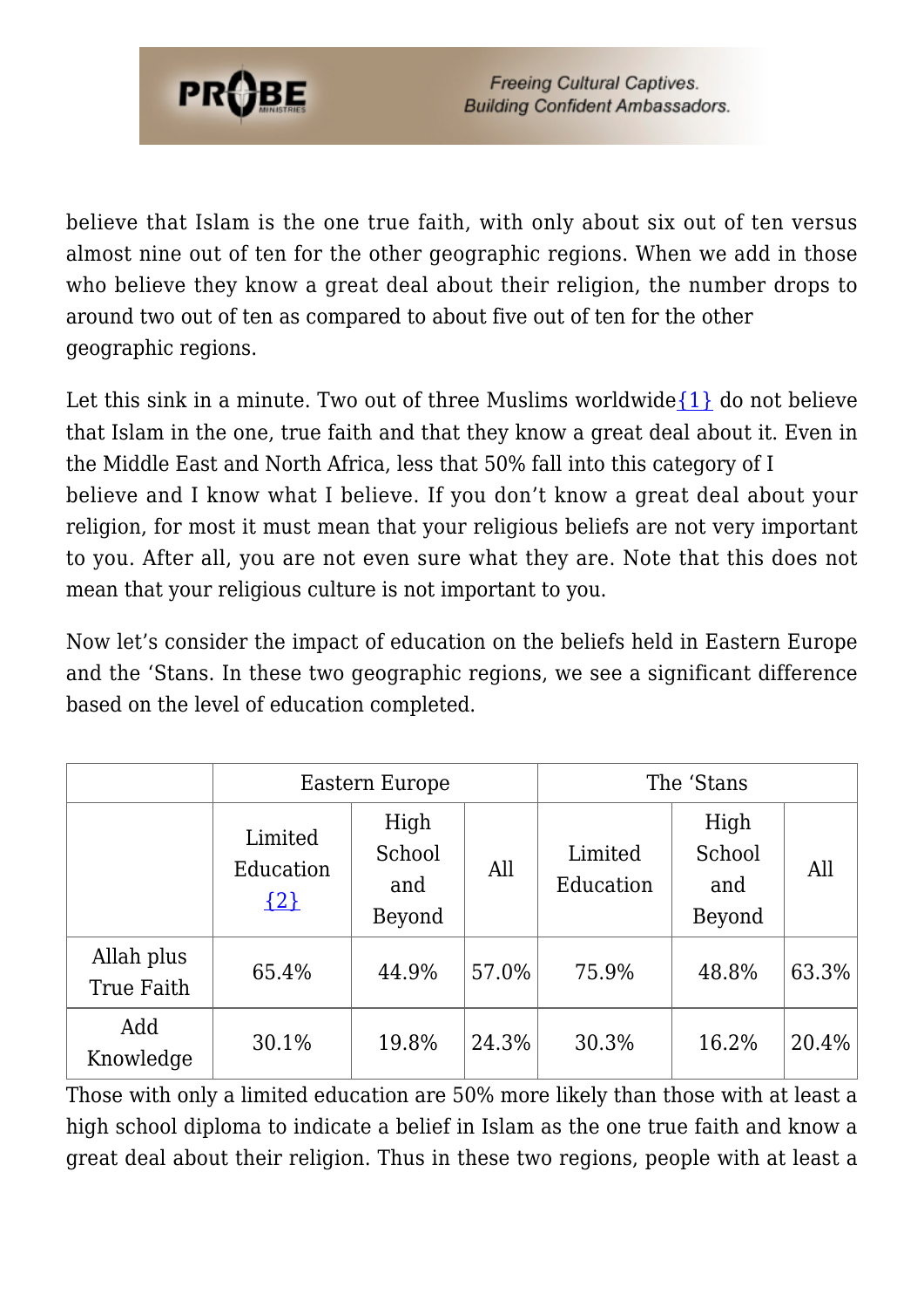believe that Islam is the one true faith, with only about six out of ten versus almost nine out of ten for the other geographic regions. When we add in those who believe they know a great deal about their religion, the number drops to around two out of ten as compared to about five out of ten for the other geographic regions.

Let this sink in a minute. Two out of three Muslims worldwide{1} do not believe that Islam in the one, true faith and that they know a great deal about it. Even in the Middle East and North Africa, less that 50% fall into this category of I believe and I know what I believe. If you don't know a great deal about your religion, for most it must mean that your religious beliefs are not very important to you. After all, you are not even sure what they are. Note that this does not mean that your religious culture is not important to you.

Now let's consider the impact of education on the beliefs held in Eastern Europe and the 'Stans. In these two geographic regions, we see a significant difference based on the level of education completed.

| | Eastern Europe | | | The 'Stans | | |
|---|---|---|---|---|---|---|
| | Limited Education {2} | High School and Beyond | All | Limited Education | High School and Beyond | All |
| Allah plus True Faith | 65.4% | 44.9% | 57.0% | 75.9% | 48.8% | 63.3% |
| Add Knowledge | 30.1% | 19.8% | 24.3% | 30.3% | 16.2% | 20.4% |

Those with only a limited education are 50% more likely than those with at least a high school diploma to indicate a belief in Islam as the one true faith and know a great deal about their religion. Thus in these two regions, people with at least a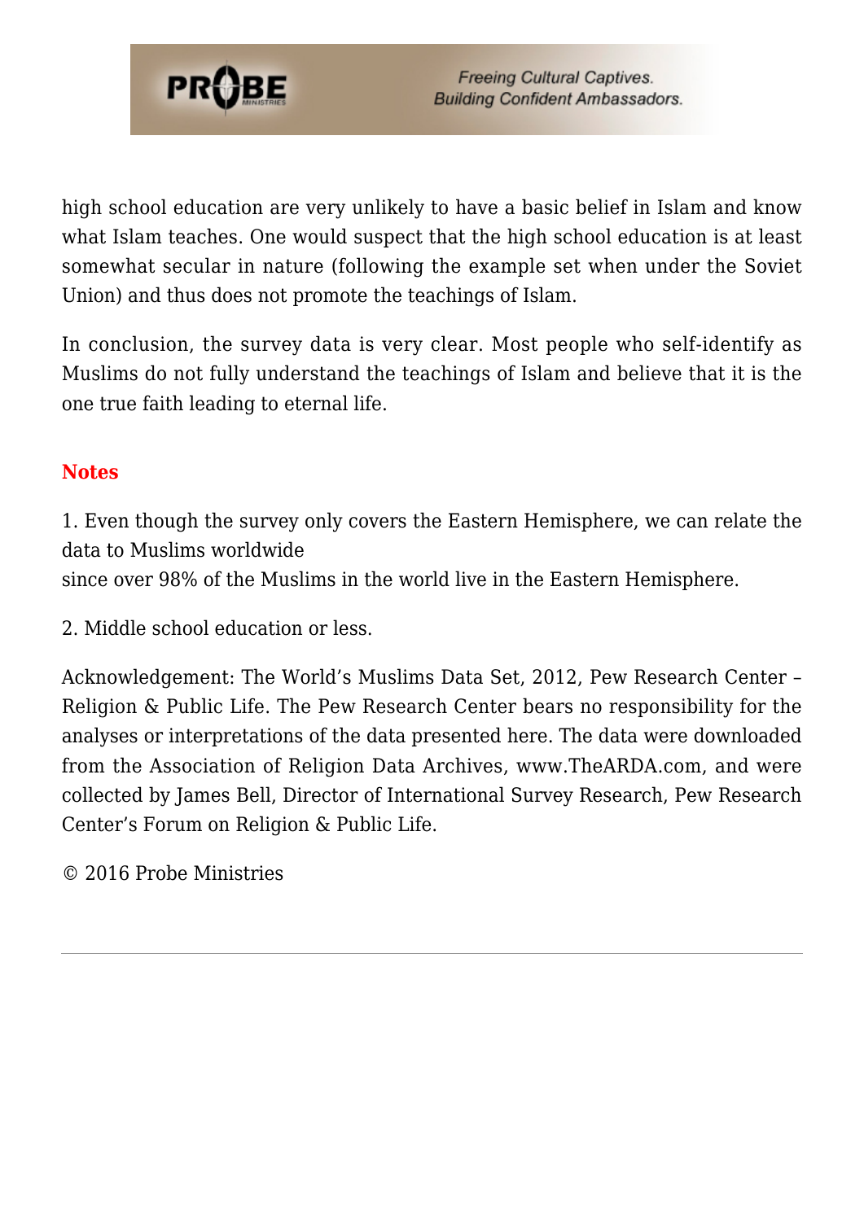high school education are very unlikely to have a basic belief in Islam and know what Islam teaches. One would suspect that the high school education is at least somewhat secular in nature (following the example set when under the Soviet Union) and thus does not promote the teachings of Islam.

In conclusion, the survey data is very clear. Most people who self-identify as Muslims do not fully understand the teachings of Islam and believe that it is the one true faith leading to eternal life.

### Notes

1. Even though the survey only covers the Eastern Hemisphere, we can relate the data to Muslims worldwide
since over 98% of the Muslims in the world live in the Eastern Hemisphere.

2. Middle school education or less.

Acknowledgement: The World's Muslims Data Set, 2012, Pew Research Center – Religion & Public Life. The Pew Research Center bears no responsibility for the analyses or interpretations of the data presented here. The data were downloaded from the Association of Religion Data Archives, www.TheARDA.com, and were collected by James Bell, Director of International Survey Research, Pew Research Center's Forum on Religion & Public Life.

© 2016 Probe Ministries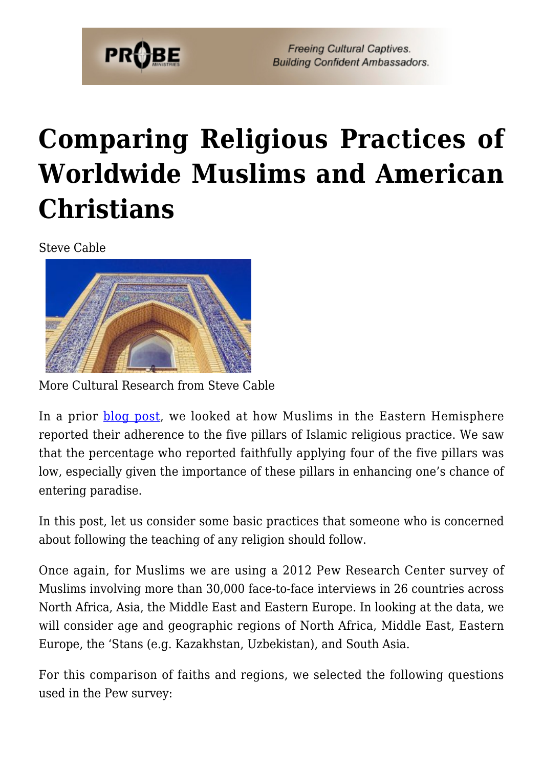# Comparing Religious Practices of Worldwide Muslims and American Christians

Steve Cable

More Cultural Research from Steve Cable

In a prior blog post, we looked at how Muslims in the Eastern Hemisphere reported their adherence to the five pillars of Islamic religious practice. We saw that the percentage who reported faithfully applying four of the five pillars was low, especially given the importance of these pillars in enhancing one's chance of entering paradise.

In this post, let us consider some basic practices that someone who is concerned about following the teaching of any religion should follow.

Once again, for Muslims we are using a 2012 Pew Research Center survey of Muslims involving more than 30,000 face-to-face interviews in 26 countries across North Africa, Asia, the Middle East and Eastern Europe. In looking at the data, we will consider age and geographic regions of North Africa, Middle East, Eastern Europe, the 'Stans (e.g. Kazakhstan, Uzbekistan), and South Asia.

For this comparison of faiths and regions, we selected the following questions used in the Pew survey: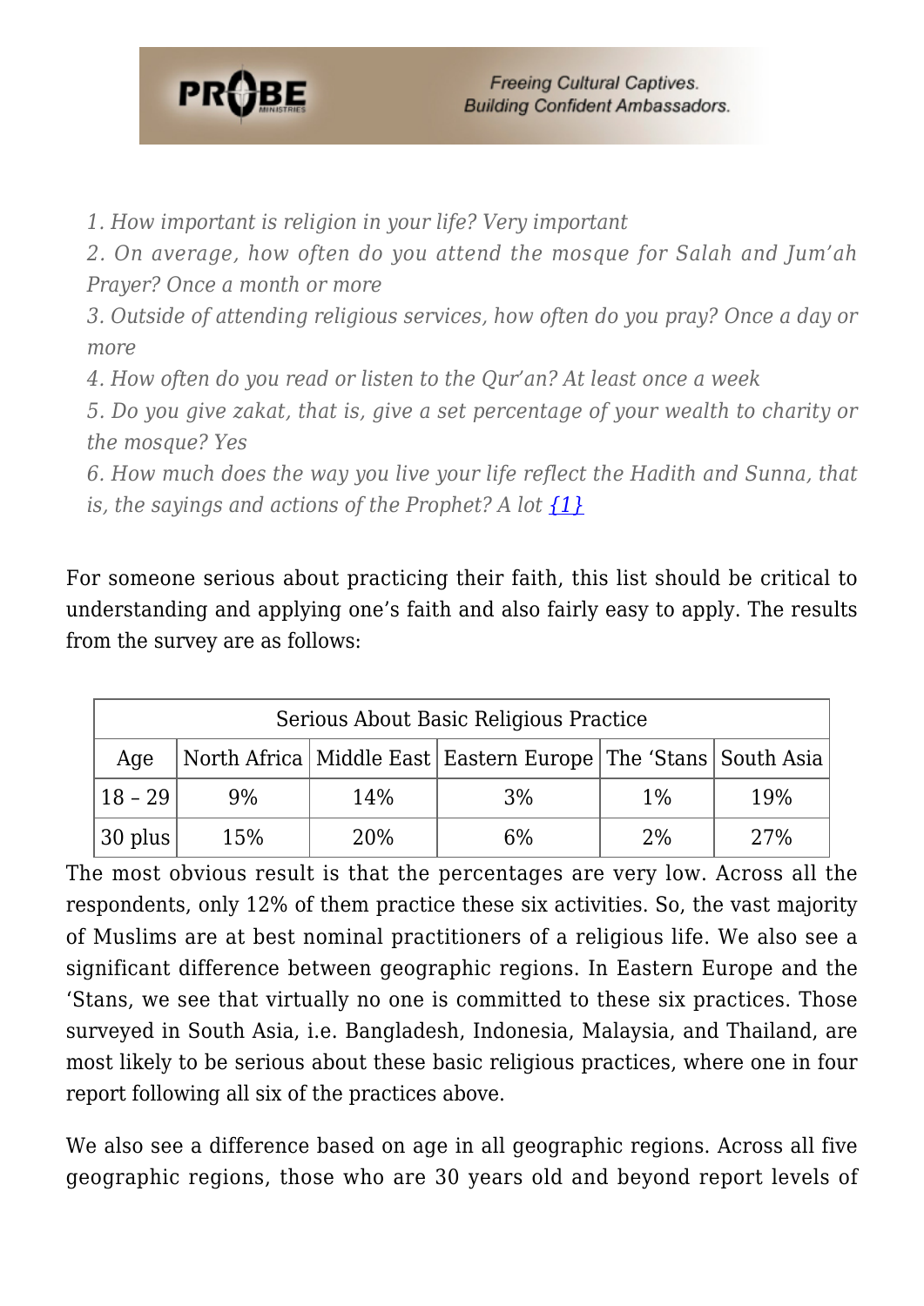*1. How important is religion in your life? Very important*
*2. On average, how often do you attend the mosque for Salah and Jum'ah Prayer? Once a month or more*
*3. Outside of attending religious services, how often do you pray? Once a day or more*
*4. How often do you read or listen to the Qur'an? At least once a week*
*5. Do you give zakat, that is, give a set percentage of your wealth to charity or the mosque? Yes*
*6. How much does the way you live your life reflect the Hadith and Sunna, that is, the sayings and actions of the Prophet? A lot {1}*

For someone serious about practicing their faith, this list should be critical to understanding and applying one's faith and also fairly easy to apply. The results from the survey are as follows:

| Serious About Basic Religious Practice | | | | | |
|---|---|---|---|---|---|
| Age | North Africa | Middle East | Eastern Europe | The 'Stans | South Asia |
| 18 – 29 | 9% | 14% | 3% | 1% | 19% |
| 30 plus | 15% | 20% | 6% | 2% | 27% |

The most obvious result is that the percentages are very low. Across all the respondents, only 12% of them practice these six activities. So, the vast majority of Muslims are at best nominal practitioners of a religious life. We also see a significant difference between geographic regions. In Eastern Europe and the 'Stans, we see that virtually no one is committed to these six practices. Those surveyed in South Asia, i.e. Bangladesh, Indonesia, Malaysia, and Thailand, are most likely to be serious about these basic religious practices, where one in four report following all six of the practices above.

We also see a difference based on age in all geographic regions. Across all five geographic regions, those who are 30 years old and beyond report levels of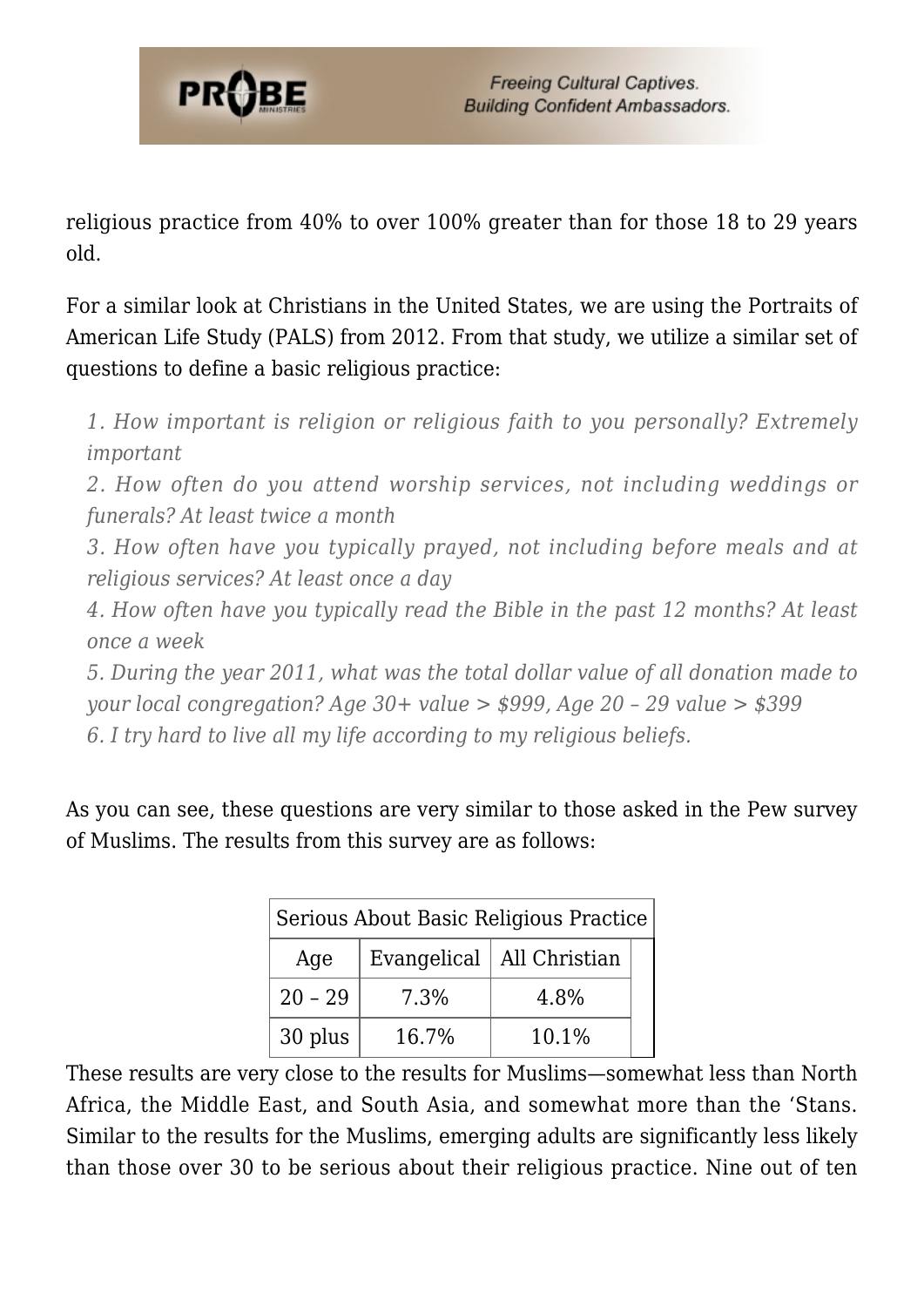religious practice from 40% to over 100% greater than for those 18 to 29 years old.

For a similar look at Christians in the United States, we are using the Portraits of American Life Study (PALS) from 2012. From that study, we utilize a similar set of questions to define a basic religious practice:

> *1. How important is religion or religious faith to you personally? Extremely important*
> *2. How often do you attend worship services, not including weddings or funerals? At least twice a month*
> *3. How often have you typically prayed, not including before meals and at religious services? At least once a day*
> *4. How often have you typically read the Bible in the past 12 months? At least once a week*
> *5. During the year 2011, what was the total dollar value of all donation made to your local congregation? Age 30+ value > $999, Age 20 – 29 value > $399*
> *6. I try hard to live all my life according to my religious beliefs.*

As you can see, these questions are very similar to those asked in the Pew survey of Muslims. The results from this survey are as follows:

| Serious About Basic Religious Practice | | |
|---|---|---|
| Age | Evangelical | All Christian |
| 20 – 29 | 7.3% | 4.8% |
| 30 plus | 16.7% | 10.1% |

These results are very close to the results for Muslims—somewhat less than North Africa, the Middle East, and South Asia, and somewhat more than the 'Stans. Similar to the results for the Muslims, emerging adults are significantly less likely than those over 30 to be serious about their religious practice. Nine out of ten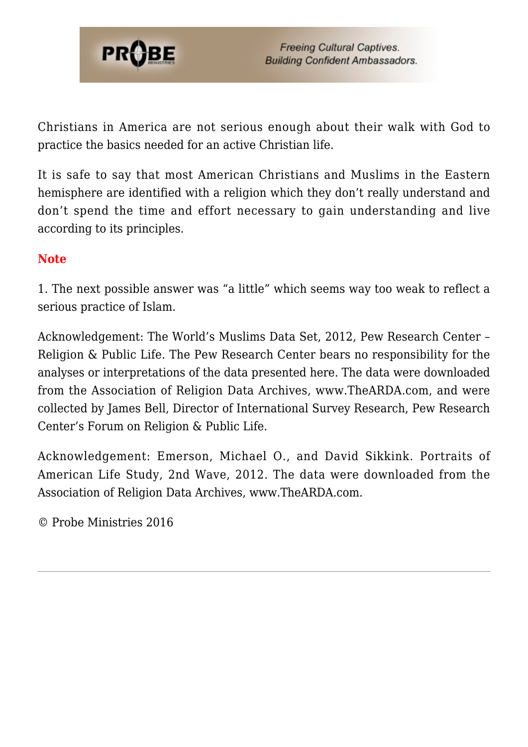Christians in America are not serious enough about their walk with God to practice the basics needed for an active Christian life.

It is safe to say that most American Christians and Muslims in the Eastern hemisphere are identified with a religion which they don't really understand and don't spend the time and effort necessary to gain understanding and live according to its principles.

### Note

1. The next possible answer was "a little" which seems way too weak to reflect a serious practice of Islam.

Acknowledgement: The World's Muslims Data Set, 2012, Pew Research Center – Religion & Public Life. The Pew Research Center bears no responsibility for the analyses or interpretations of the data presented here. The data were downloaded from the Association of Religion Data Archives, www.TheARDA.com, and were collected by James Bell, Director of International Survey Research, Pew Research Center's Forum on Religion & Public Life.

Acknowledgement: Emerson, Michael O., and David Sikkink. Portraits of American Life Study, 2nd Wave, 2012. The data were downloaded from the Association of Religion Data Archives, www.TheARDA.com.

© Probe Ministries 2016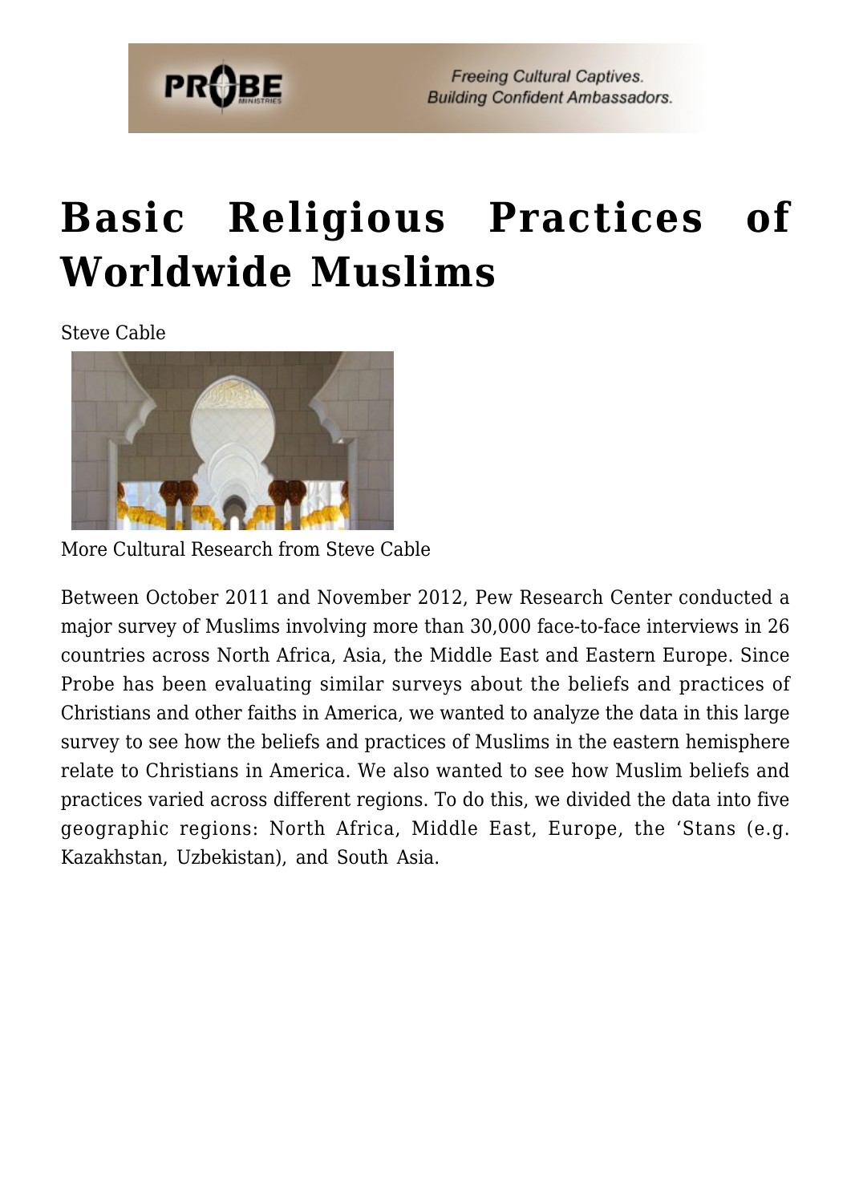# Basic Religious Practices of Worldwide Muslims

Steve Cable

More Cultural Research from Steve Cable

Between October 2011 and November 2012, Pew Research Center conducted a major survey of Muslims involving more than 30,000 face-to-face interviews in 26 countries across North Africa, Asia, the Middle East and Eastern Europe. Since Probe has been evaluating similar surveys about the beliefs and practices of Christians and other faiths in America, we wanted to analyze the data in this large survey to see how the beliefs and practices of Muslims in the eastern hemisphere relate to Christians in America. We also wanted to see how Muslim beliefs and practices varied across different regions. To do this, we divided the data into five geographic regions: North Africa, Middle East, Europe, the 'Stans (e.g. Kazakhstan, Uzbekistan), and South Asia.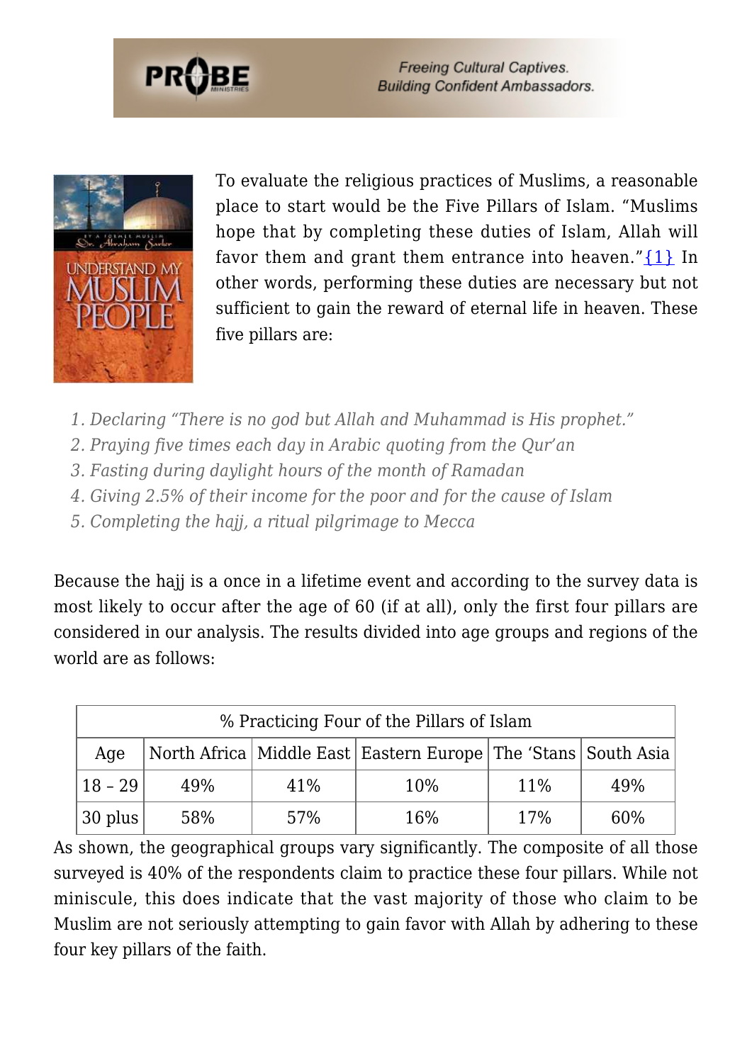To evaluate the religious practices of Muslims, a reasonable place to start would be the Five Pillars of Islam. "Muslims hope that by completing these duties of Islam, Allah will favor them and grant them entrance into heaven."{1} In other words, performing these duties are necessary but not sufficient to gain the reward of eternal life in heaven. These five pillars are:

1. *Declaring "There is no god but Allah and Muhammad is His prophet."*
2. *Praying five times each day in Arabic quoting from the Qur'an*
3. *Fasting during daylight hours of the month of Ramadan*
4. *Giving 2.5% of their income for the poor and for the cause of Islam*
5. *Completing the hajj, a ritual pilgrimage to Mecca*

Because the hajj is a once in a lifetime event and according to the survey data is most likely to occur after the age of 60 (if at all), only the first four pillars are considered in our analysis. The results divided into age groups and regions of the world are as follows:

| % Practicing Four of the Pillars of Islam | | | | | |
|---|---|---|---|---|---|
| Age | North Africa | Middle East | Eastern Europe | The 'Stans | South Asia |
| 18 – 29 | 49% | 41% | 10% | 11% | 49% |
| 30 plus | 58% | 57% | 16% | 17% | 60% |

As shown, the geographical groups vary significantly. The composite of all those surveyed is 40% of the respondents claim to practice these four pillars. While not miniscule, this does indicate that the vast majority of those who claim to be Muslim are not seriously attempting to gain favor with Allah by adhering to these four key pillars of the faith.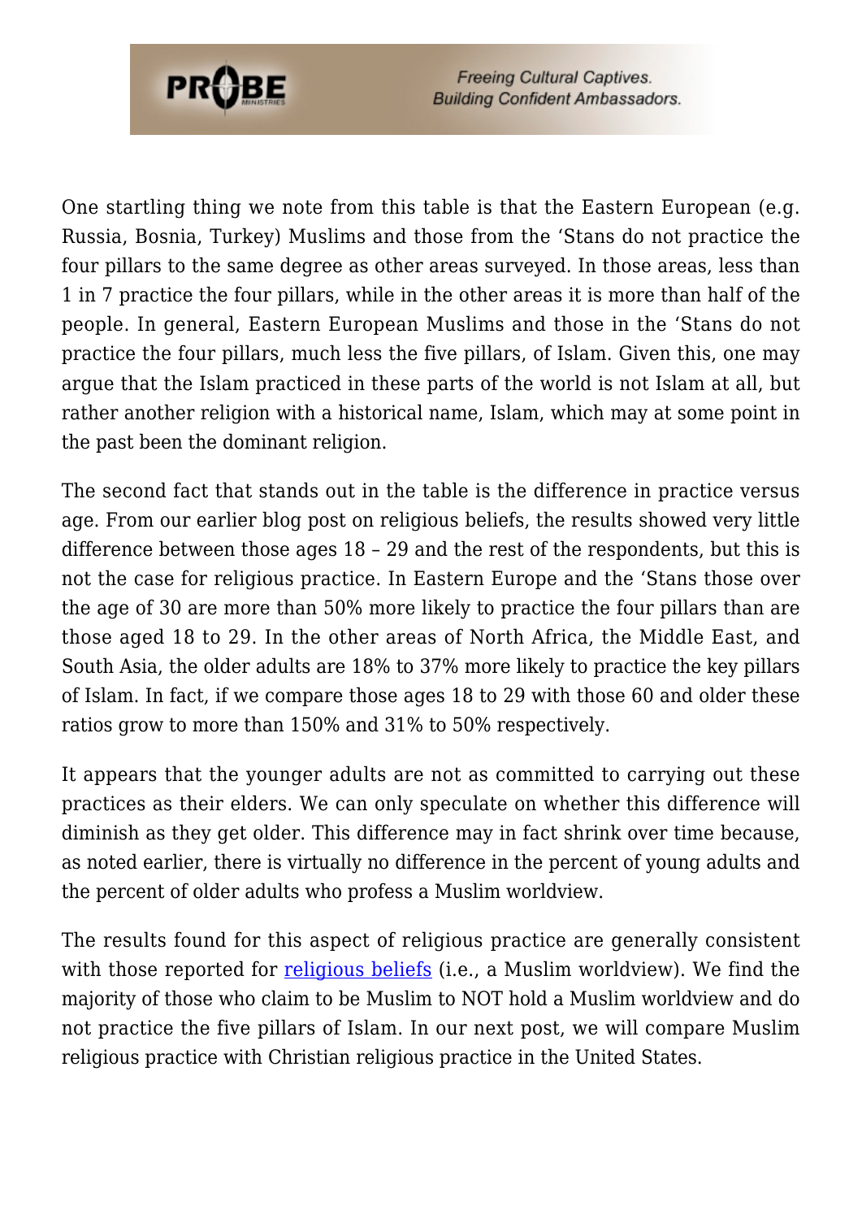One startling thing we note from this table is that the Eastern European (e.g. Russia, Bosnia, Turkey) Muslims and those from the 'Stans do not practice the four pillars to the same degree as other areas surveyed. In those areas, less than 1 in 7 practice the four pillars, while in the other areas it is more than half of the people. In general, Eastern European Muslims and those in the 'Stans do not practice the four pillars, much less the five pillars, of Islam. Given this, one may argue that the Islam practiced in these parts of the world is not Islam at all, but rather another religion with a historical name, Islam, which may at some point in the past been the dominant religion.

The second fact that stands out in the table is the difference in practice versus age. From our earlier blog post on religious beliefs, the results showed very little difference between those ages 18 – 29 and the rest of the respondents, but this is not the case for religious practice. In Eastern Europe and the 'Stans those over the age of 30 are more than 50% more likely to practice the four pillars than are those aged 18 to 29. In the other areas of North Africa, the Middle East, and South Asia, the older adults are 18% to 37% more likely to practice the key pillars of Islam. In fact, if we compare those ages 18 to 29 with those 60 and older these ratios grow to more than 150% and 31% to 50% respectively.

It appears that the younger adults are not as committed to carrying out these practices as their elders. We can only speculate on whether this difference will diminish as they get older. This difference may in fact shrink over time because, as noted earlier, there is virtually no difference in the percent of young adults and the percent of older adults who profess a Muslim worldview.

The results found for this aspect of religious practice are generally consistent with those reported for religious beliefs (i.e., a Muslim worldview). We find the majority of those who claim to be Muslim to NOT hold a Muslim worldview and do not practice the five pillars of Islam. In our next post, we will compare Muslim religious practice with Christian religious practice in the United States.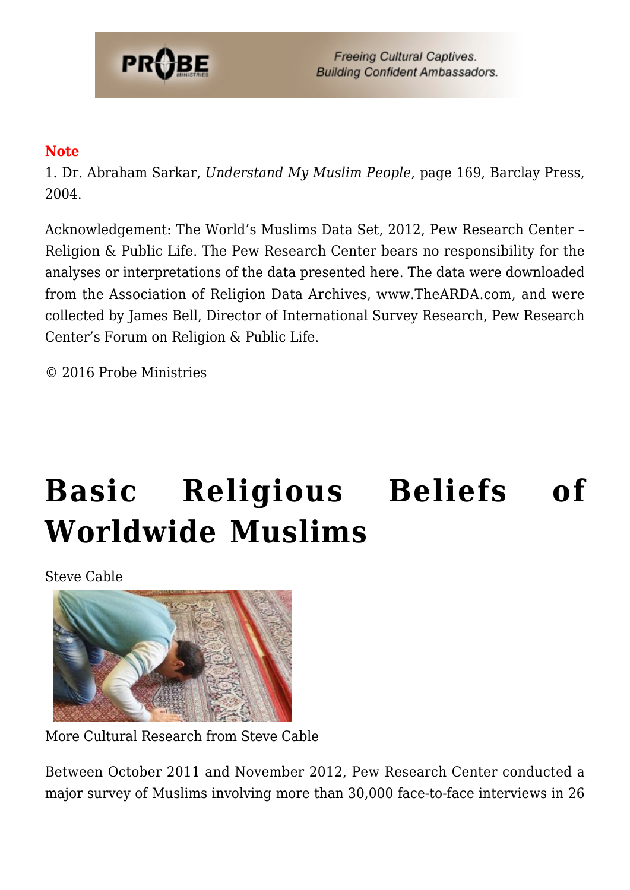**Note**

1. Dr. Abraham Sarkar, *Understand My Muslim People*, page 169, Barclay Press, 2004.

Acknowledgement: The World's Muslims Data Set, 2012, Pew Research Center – Religion & Public Life. The Pew Research Center bears no responsibility for the analyses or interpretations of the data presented here. The data were downloaded from the Association of Religion Data Archives, www.TheARDA.com, and were collected by James Bell, Director of International Survey Research, Pew Research Center's Forum on Religion & Public Life.

© 2016 Probe Ministries

---

# Basic Religious Beliefs of Worldwide Muslims

Steve Cable

More Cultural Research from Steve Cable

Between October 2011 and November 2012, Pew Research Center conducted a major survey of Muslims involving more than 30,000 face-to-face interviews in 26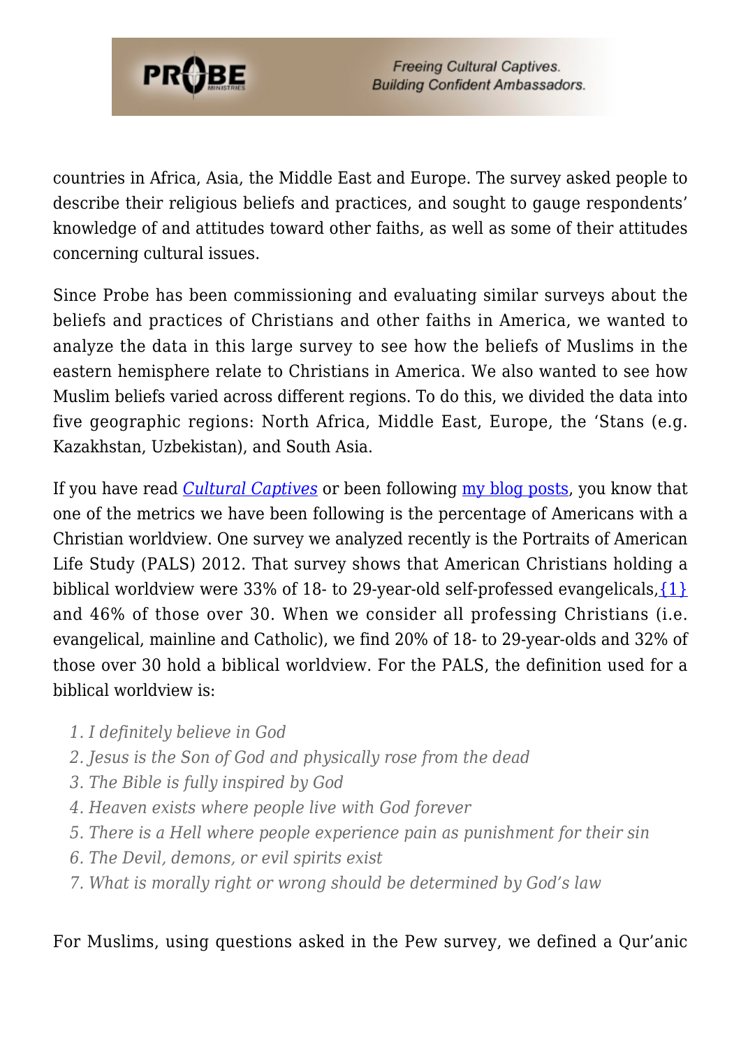countries in Africa, Asia, the Middle East and Europe. The survey asked people to describe their religious beliefs and practices, and sought to gauge respondents' knowledge of and attitudes toward other faiths, as well as some of their attitudes concerning cultural issues.

Since Probe has been commissioning and evaluating similar surveys about the beliefs and practices of Christians and other faiths in America, we wanted to analyze the data in this large survey to see how the beliefs of Muslims in the eastern hemisphere relate to Christians in America. We also wanted to see how Muslim beliefs varied across different regions. To do this, we divided the data into five geographic regions: North Africa, Middle East, Europe, the 'Stans (e.g. Kazakhstan, Uzbekistan), and South Asia.

If you have read *Cultural Captives* or been following my blog posts, you know that one of the metrics we have been following is the percentage of Americans with a Christian worldview. One survey we analyzed recently is the Portraits of American Life Study (PALS) 2012. That survey shows that American Christians holding a biblical worldview were 33% of 18- to 29-year-old self-professed evangelicals,{1} and 46% of those over 30. When we consider all professing Christians (i.e. evangelical, mainline and Catholic), we find 20% of 18- to 29-year-olds and 32% of those over 30 hold a biblical worldview. For the PALS, the definition used for a biblical worldview is:

1. *I definitely believe in God*
2. *Jesus is the Son of God and physically rose from the dead*
3. *The Bible is fully inspired by God*
4. *Heaven exists where people live with God forever*
5. *There is a Hell where people experience pain as punishment for their sin*
6. *The Devil, demons, or evil spirits exist*
7. *What is morally right or wrong should be determined by God's law*

For Muslims, using questions asked in the Pew survey, we defined a Qur'anic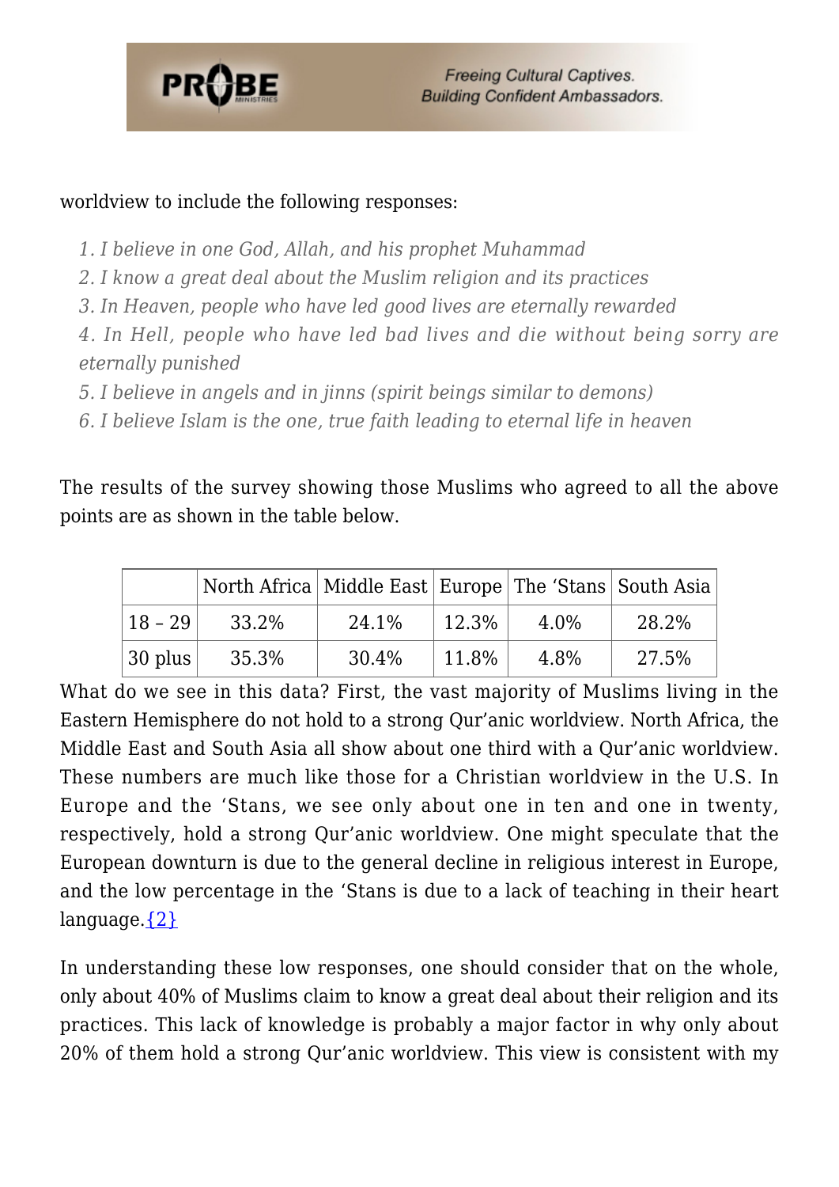worldview to include the following responses:

1. *I believe in one God, Allah, and his prophet Muhammad*
2. *I know a great deal about the Muslim religion and its practices*
3. *In Heaven, people who have led good lives are eternally rewarded*
4. *In Hell, people who have led bad lives and die without being sorry are eternally punished*
5. *I believe in angels and in jinns (spirit beings similar to demons)*
6. *I believe Islam is the one, true faith leading to eternal life in heaven*

The results of the survey showing those Muslims who agreed to all the above points are as shown in the table below.

| | North Africa | Middle East | Europe | The 'Stans | South Asia |
|---|---|---|---|---|---|
| 18 – 29 | 33.2% | 24.1% | 12.3% | 4.0% | 28.2% |
| 30 plus | 35.3% | 30.4% | 11.8% | 4.8% | 27.5% |

What do we see in this data? First, the vast majority of Muslims living in the Eastern Hemisphere do not hold to a strong Qur'anic worldview. North Africa, the Middle East and South Asia all show about one third with a Qur'anic worldview. These numbers are much like those for a Christian worldview in the U.S. In Europe and the 'Stans, we see only about one in ten and one in twenty, respectively, hold a strong Qur'anic worldview. One might speculate that the European downturn is due to the general decline in religious interest in Europe, and the low percentage in the 'Stans is due to a lack of teaching in their heart language.{2}

In understanding these low responses, one should consider that on the whole, only about 40% of Muslims claim to know a great deal about their religion and its practices. This lack of knowledge is probably a major factor in why only about 20% of them hold a strong Qur'anic worldview. This view is consistent with my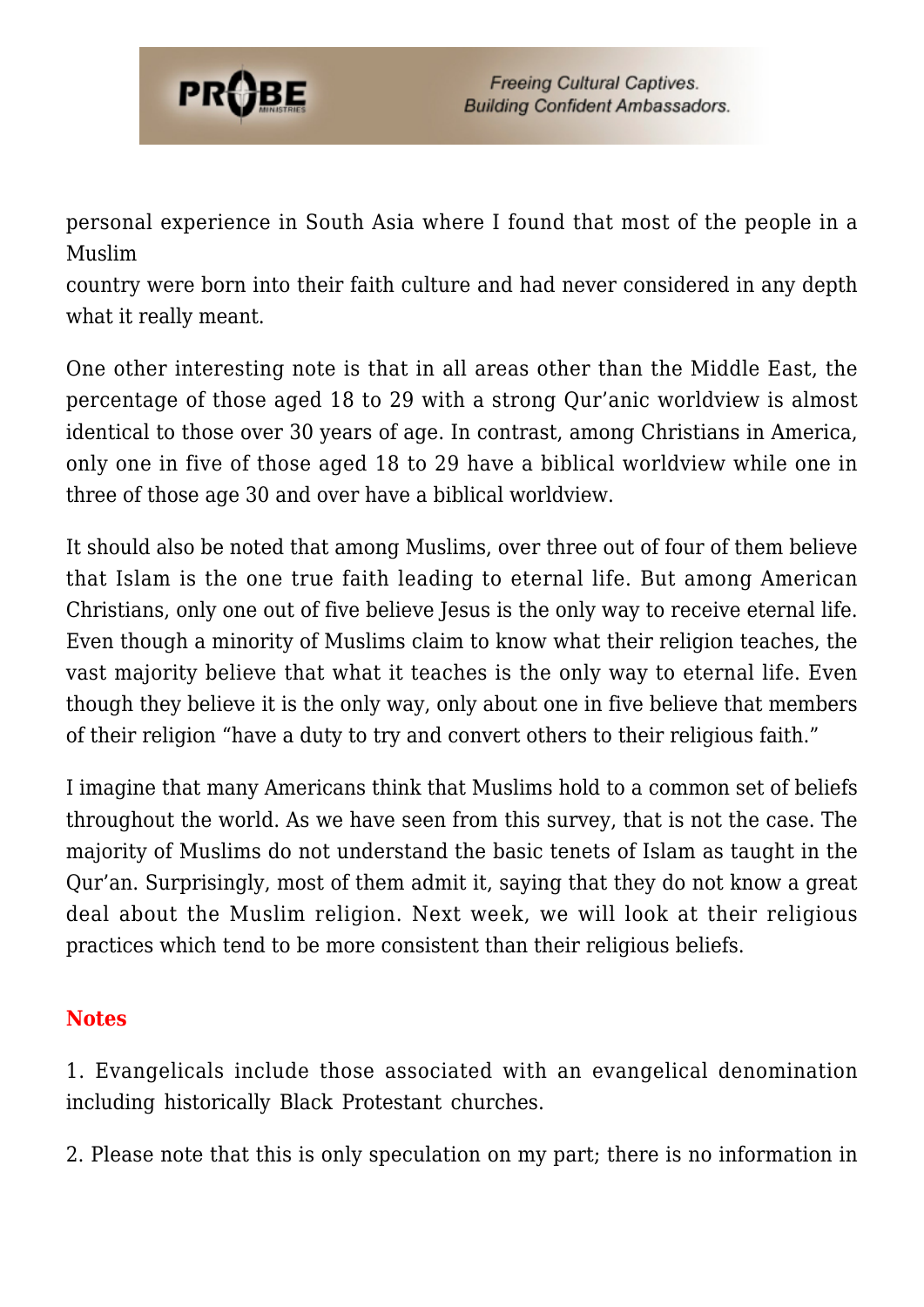personal experience in South Asia where I found that most of the people in a Muslim country were born into their faith culture and had never considered in any depth what it really meant.

One other interesting note is that in all areas other than the Middle East, the percentage of those aged 18 to 29 with a strong Qur'anic worldview is almost identical to those over 30 years of age. In contrast, among Christians in America, only one in five of those aged 18 to 29 have a biblical worldview while one in three of those age 30 and over have a biblical worldview.

It should also be noted that among Muslims, over three out of four of them believe that Islam is the one true faith leading to eternal life. But among American Christians, only one out of five believe Jesus is the only way to receive eternal life. Even though a minority of Muslims claim to know what their religion teaches, the vast majority believe that what it teaches is the only way to eternal life. Even though they believe it is the only way, only about one in five believe that members of their religion "have a duty to try and convert others to their religious faith."

I imagine that many Americans think that Muslims hold to a common set of beliefs throughout the world. As we have seen from this survey, that is not the case. The majority of Muslims do not understand the basic tenets of Islam as taught in the Qur'an. Surprisingly, most of them admit it, saying that they do not know a great deal about the Muslim religion. Next week, we will look at their religious practices which tend to be more consistent than their religious beliefs.

## Notes

1. Evangelicals include those associated with an evangelical denomination including historically Black Protestant churches.

2. Please note that this is only speculation on my part; there is no information in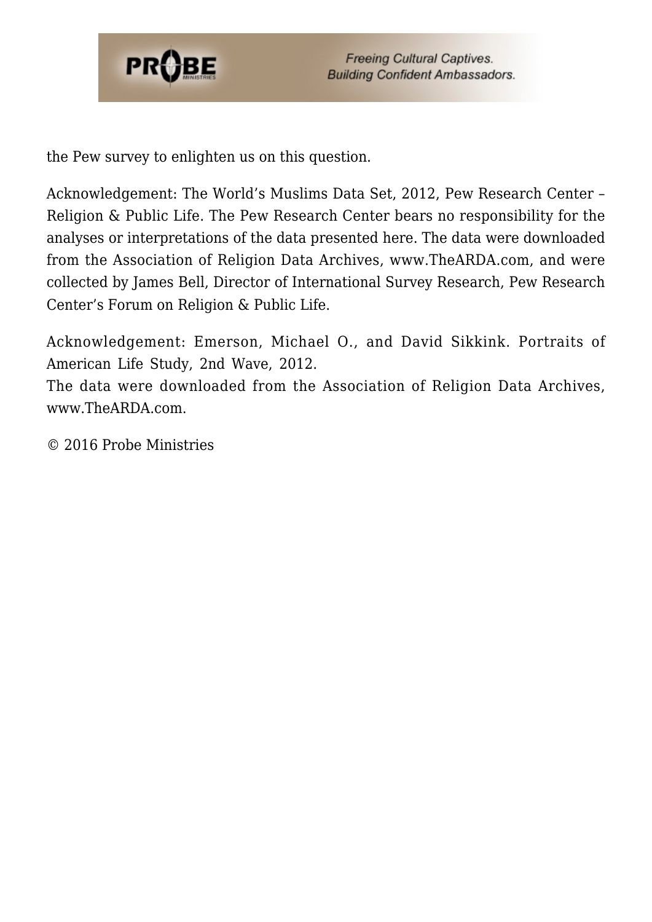the Pew survey to enlighten us on this question.

Acknowledgement: The World's Muslims Data Set, 2012, Pew Research Center – Religion & Public Life. The Pew Research Center bears no responsibility for the analyses or interpretations of the data presented here. The data were downloaded from the Association of Religion Data Archives, www.TheARDA.com, and were collected by James Bell, Director of International Survey Research, Pew Research Center's Forum on Religion & Public Life.

Acknowledgement: Emerson, Michael O., and David Sikkink. Portraits of American Life Study, 2nd Wave, 2012.
The data were downloaded from the Association of Religion Data Archives, www.TheARDA.com.

© 2016 Probe Ministries